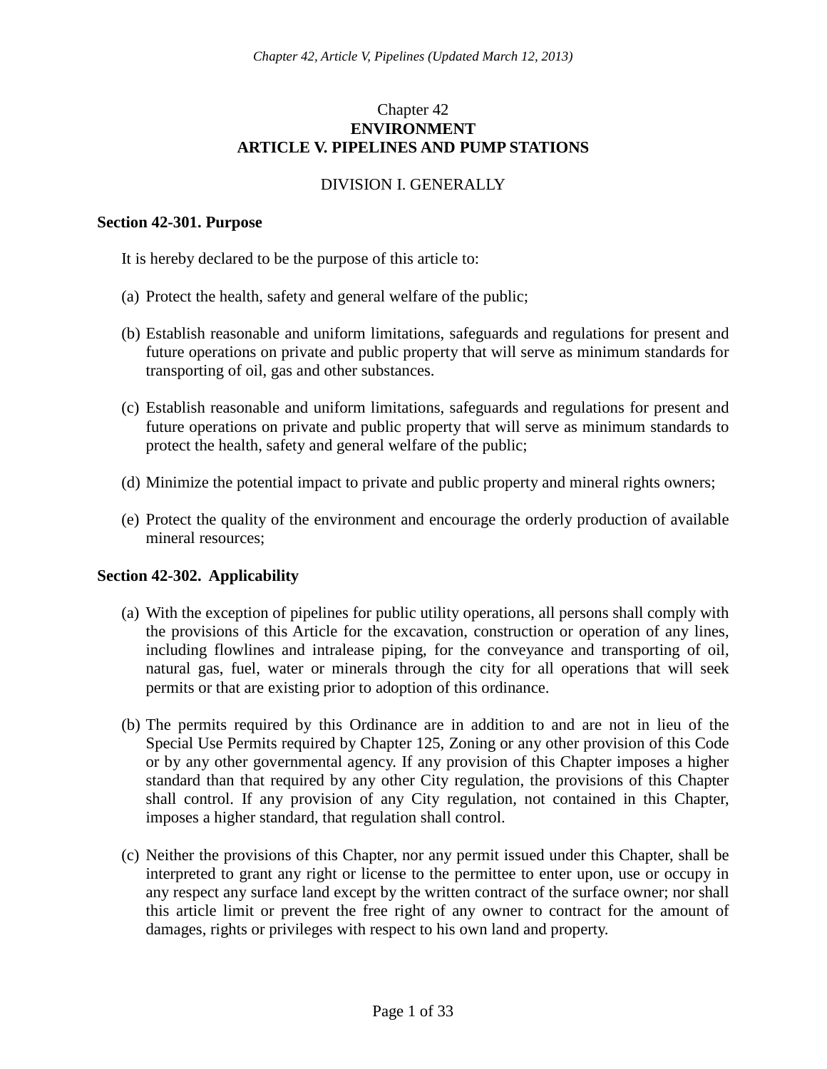# Chapter 42
# ENVIRONMENT
# ARTICLE V. PIPELINES AND PUMP STATIONS

## DIVISION I. GENERALLY

### Section 42-301. Purpose

It is hereby declared to be the purpose of this article to:

(a) Protect the health, safety and general welfare of the public;

(b) Establish reasonable and uniform limitations, safeguards and regulations for present and future operations on private and public property that will serve as minimum standards for transporting of oil, gas and other substances.

(c) Establish reasonable and uniform limitations, safeguards and regulations for present and future operations on private and public property that will serve as minimum standards to protect the health, safety and general welfare of the public;

(d) Minimize the potential impact to private and public property and mineral rights owners;

(e) Protect the quality of the environment and encourage the orderly production of available mineral resources;

### Section 42-302. Applicability

(a) With the exception of pipelines for public utility operations, all persons shall comply with the provisions of this Article for the excavation, construction or operation of any lines, including flowlines and intralease piping, for the conveyance and transporting of oil, natural gas, fuel, water or minerals through the city for all operations that will seek permits or that are existing prior to adoption of this ordinance.

(b) The permits required by this Ordinance are in addition to and are not in lieu of the Special Use Permits required by Chapter 125, Zoning or any other provision of this Code or by any other governmental agency. If any provision of this Chapter imposes a higher standard than that required by any other City regulation, the provisions of this Chapter shall control. If any provision of any City regulation, not contained in this Chapter, imposes a higher standard, that regulation shall control.

(c) Neither the provisions of this Chapter, nor any permit issued under this Chapter, shall be interpreted to grant any right or license to the permittee to enter upon, use or occupy in any respect any surface land except by the written contract of the surface owner; nor shall this article limit or prevent the free right of any owner to contract for the amount of damages, rights or privileges with respect to his own land and property.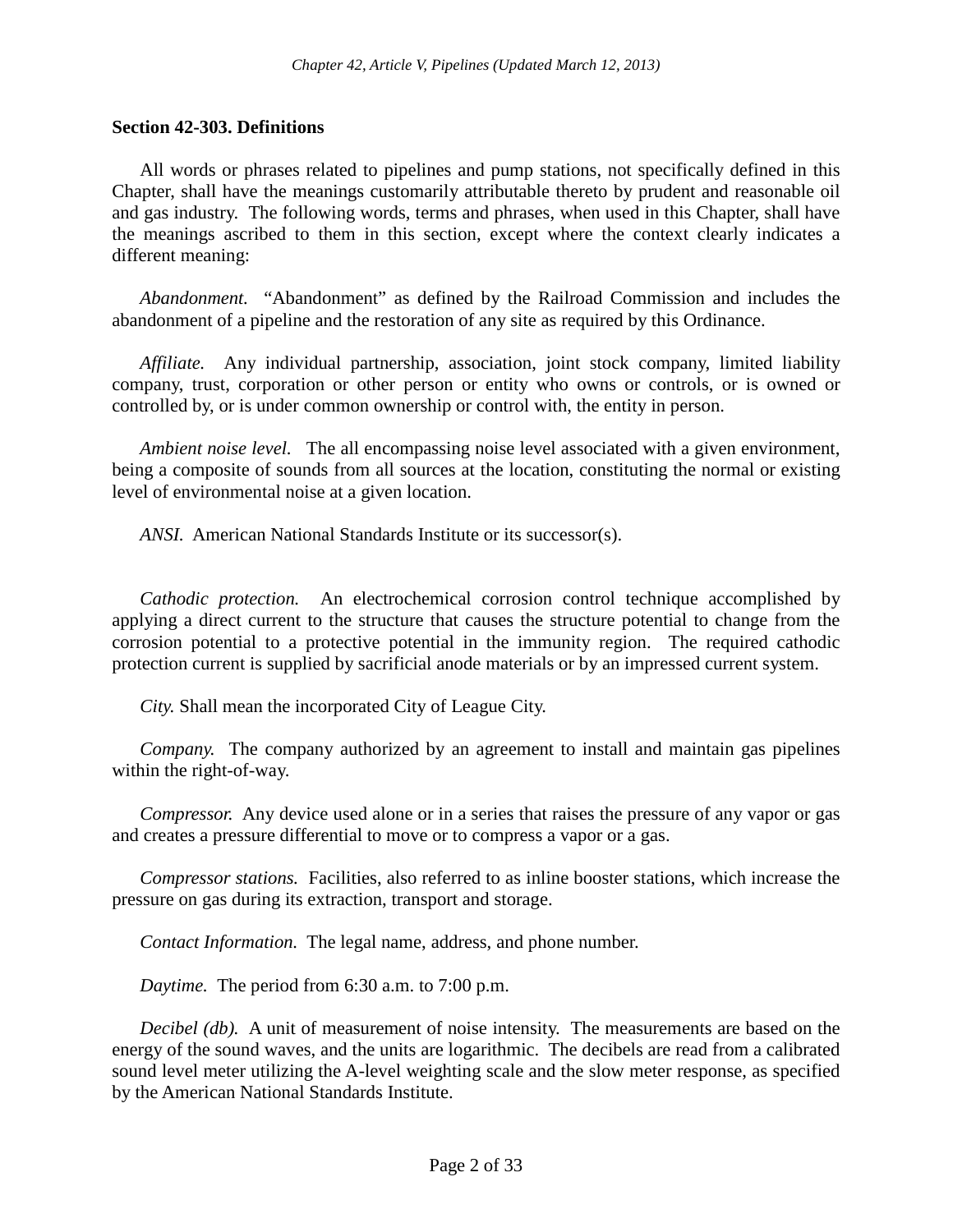## Section 42-303. Definitions

All words or phrases related to pipelines and pump stations, not specifically defined in this Chapter, shall have the meanings customarily attributable thereto by prudent and reasonable oil and gas industry. The following words, terms and phrases, when used in this Chapter, shall have the meanings ascribed to them in this section, except where the context clearly indicates a different meaning:

*Abandonment.* "Abandonment" as defined by the Railroad Commission and includes the abandonment of a pipeline and the restoration of any site as required by this Ordinance.

*Affiliate.* Any individual partnership, association, joint stock company, limited liability company, trust, corporation or other person or entity who owns or controls, or is owned or controlled by, or is under common ownership or control with, the entity in person.

*Ambient noise level.* The all encompassing noise level associated with a given environment, being a composite of sounds from all sources at the location, constituting the normal or existing level of environmental noise at a given location.

*ANSI.* American National Standards Institute or its successor(s).

*Cathodic protection.* An electrochemical corrosion control technique accomplished by applying a direct current to the structure that causes the structure potential to change from the corrosion potential to a protective potential in the immunity region. The required cathodic protection current is supplied by sacrificial anode materials or by an impressed current system.

*City.* Shall mean the incorporated City of League City.

*Company.* The company authorized by an agreement to install and maintain gas pipelines within the right-of-way.

*Compressor.* Any device used alone or in a series that raises the pressure of any vapor or gas and creates a pressure differential to move or to compress a vapor or a gas.

*Compressor stations.* Facilities, also referred to as inline booster stations, which increase the pressure on gas during its extraction, transport and storage.

*Contact Information.* The legal name, address, and phone number.

*Daytime.* The period from 6:30 a.m. to 7:00 p.m.

*Decibel (db).* A unit of measurement of noise intensity. The measurements are based on the energy of the sound waves, and the units are logarithmic. The decibels are read from a calibrated sound level meter utilizing the A-level weighting scale and the slow meter response, as specified by the American National Standards Institute.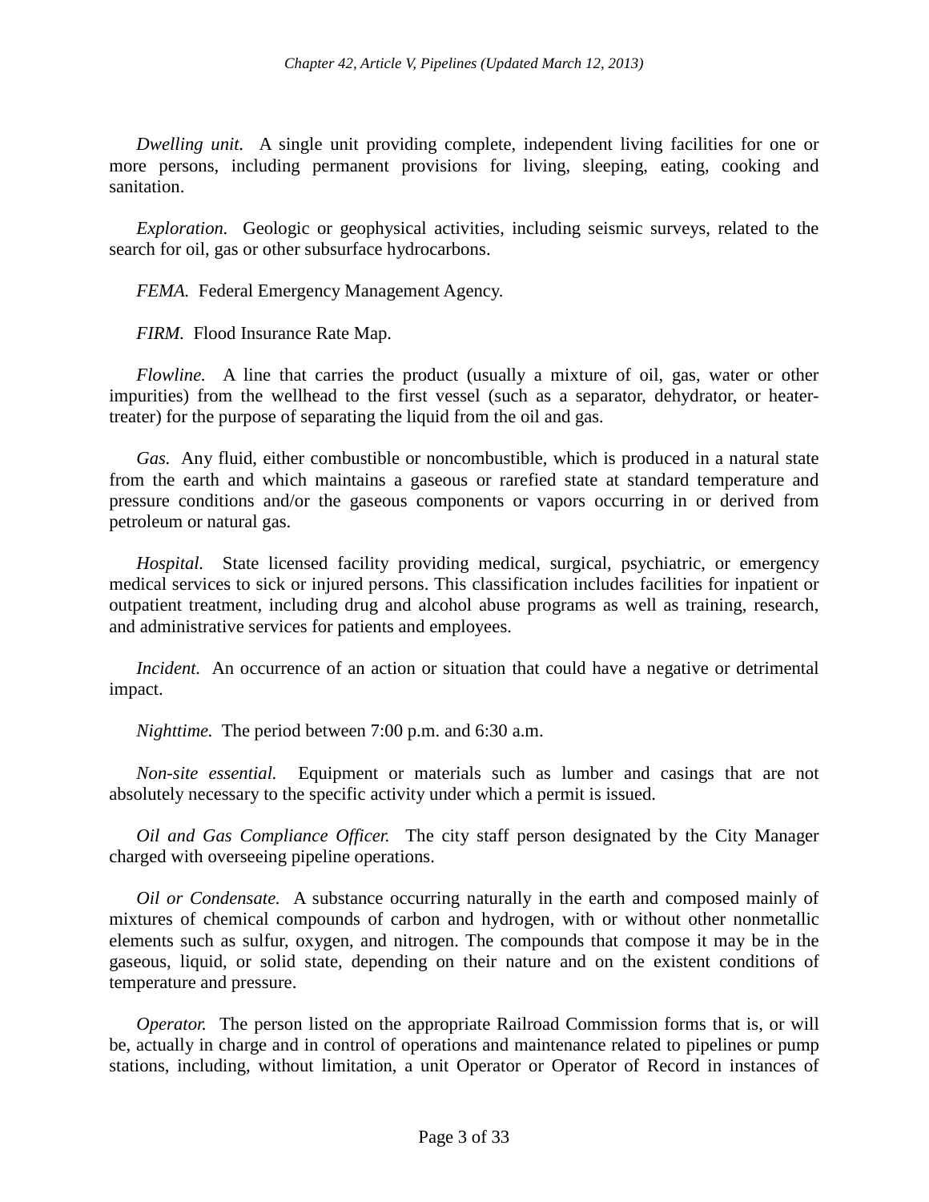*Dwelling unit.* A single unit providing complete, independent living facilities for one or more persons, including permanent provisions for living, sleeping, eating, cooking and sanitation.

*Exploration.* Geologic or geophysical activities, including seismic surveys, related to the search for oil, gas or other subsurface hydrocarbons.

*FEMA.* Federal Emergency Management Agency.

*FIRM.* Flood Insurance Rate Map.

*Flowline.* A line that carries the product (usually a mixture of oil, gas, water or other impurities) from the wellhead to the first vessel (such as a separator, dehydrator, or heater-treater) for the purpose of separating the liquid from the oil and gas.

*Gas.* Any fluid, either combustible or noncombustible, which is produced in a natural state from the earth and which maintains a gaseous or rarefied state at standard temperature and pressure conditions and/or the gaseous components or vapors occurring in or derived from petroleum or natural gas.

*Hospital.* State licensed facility providing medical, surgical, psychiatric, or emergency medical services to sick or injured persons. This classification includes facilities for inpatient or outpatient treatment, including drug and alcohol abuse programs as well as training, research, and administrative services for patients and employees.

*Incident.* An occurrence of an action or situation that could have a negative or detrimental impact.

*Nighttime.* The period between 7:00 p.m. and 6:30 a.m.

*Non-site essential.* Equipment or materials such as lumber and casings that are not absolutely necessary to the specific activity under which a permit is issued.

*Oil and Gas Compliance Officer.* The city staff person designated by the City Manager charged with overseeing pipeline operations.

*Oil or Condensate.* A substance occurring naturally in the earth and composed mainly of mixtures of chemical compounds of carbon and hydrogen, with or without other nonmetallic elements such as sulfur, oxygen, and nitrogen. The compounds that compose it may be in the gaseous, liquid, or solid state, depending on their nature and on the existent conditions of temperature and pressure.

*Operator.* The person listed on the appropriate Railroad Commission forms that is, or will be, actually in charge and in control of operations and maintenance related to pipelines or pump stations, including, without limitation, a unit Operator or Operator of Record in instances of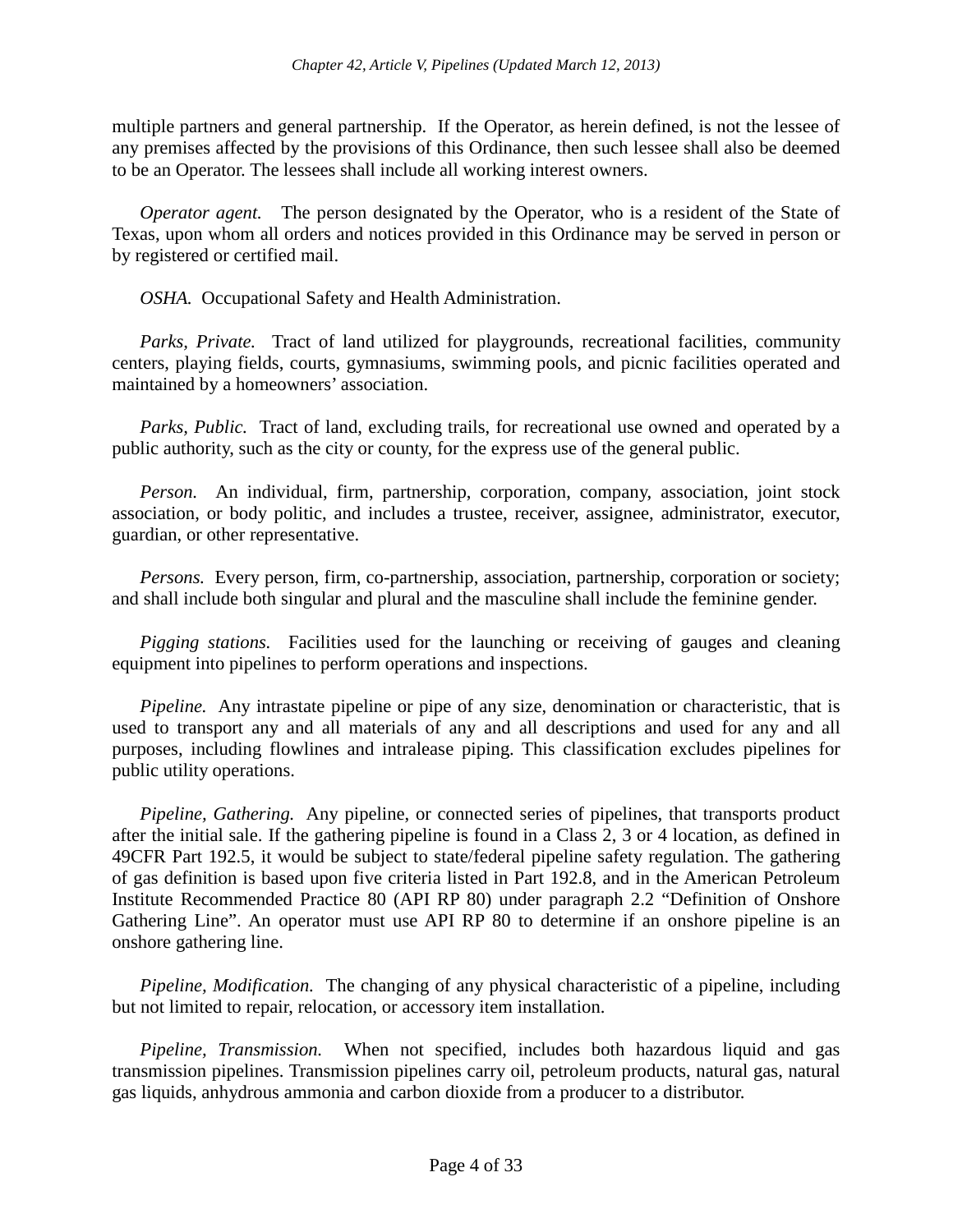multiple partners and general partnership. If the Operator, as herein defined, is not the lessee of any premises affected by the provisions of this Ordinance, then such lessee shall also be deemed to be an Operator. The lessees shall include all working interest owners.

*Operator agent.* The person designated by the Operator, who is a resident of the State of Texas, upon whom all orders and notices provided in this Ordinance may be served in person or by registered or certified mail.

*OSHA.* Occupational Safety and Health Administration.

*Parks, Private.* Tract of land utilized for playgrounds, recreational facilities, community centers, playing fields, courts, gymnasiums, swimming pools, and picnic facilities operated and maintained by a homeowners' association.

*Parks, Public.* Tract of land, excluding trails, for recreational use owned and operated by a public authority, such as the city or county, for the express use of the general public.

*Person.* An individual, firm, partnership, corporation, company, association, joint stock association, or body politic, and includes a trustee, receiver, assignee, administrator, executor, guardian, or other representative.

*Persons.* Every person, firm, co-partnership, association, partnership, corporation or society; and shall include both singular and plural and the masculine shall include the feminine gender.

*Pigging stations.* Facilities used for the launching or receiving of gauges and cleaning equipment into pipelines to perform operations and inspections.

*Pipeline.* Any intrastate pipeline or pipe of any size, denomination or characteristic, that is used to transport any and all materials of any and all descriptions and used for any and all purposes, including flowlines and intralease piping. This classification excludes pipelines for public utility operations.

*Pipeline, Gathering.* Any pipeline, or connected series of pipelines, that transports product after the initial sale. If the gathering pipeline is found in a Class 2, 3 or 4 location, as defined in 49CFR Part 192.5, it would be subject to state/federal pipeline safety regulation. The gathering of gas definition is based upon five criteria listed in Part 192.8, and in the American Petroleum Institute Recommended Practice 80 (API RP 80) under paragraph 2.2 "Definition of Onshore Gathering Line". An operator must use API RP 80 to determine if an onshore pipeline is an onshore gathering line.

*Pipeline, Modification.* The changing of any physical characteristic of a pipeline, including but not limited to repair, relocation, or accessory item installation.

*Pipeline, Transmission.* When not specified, includes both hazardous liquid and gas transmission pipelines. Transmission pipelines carry oil, petroleum products, natural gas, natural gas liquids, anhydrous ammonia and carbon dioxide from a producer to a distributor.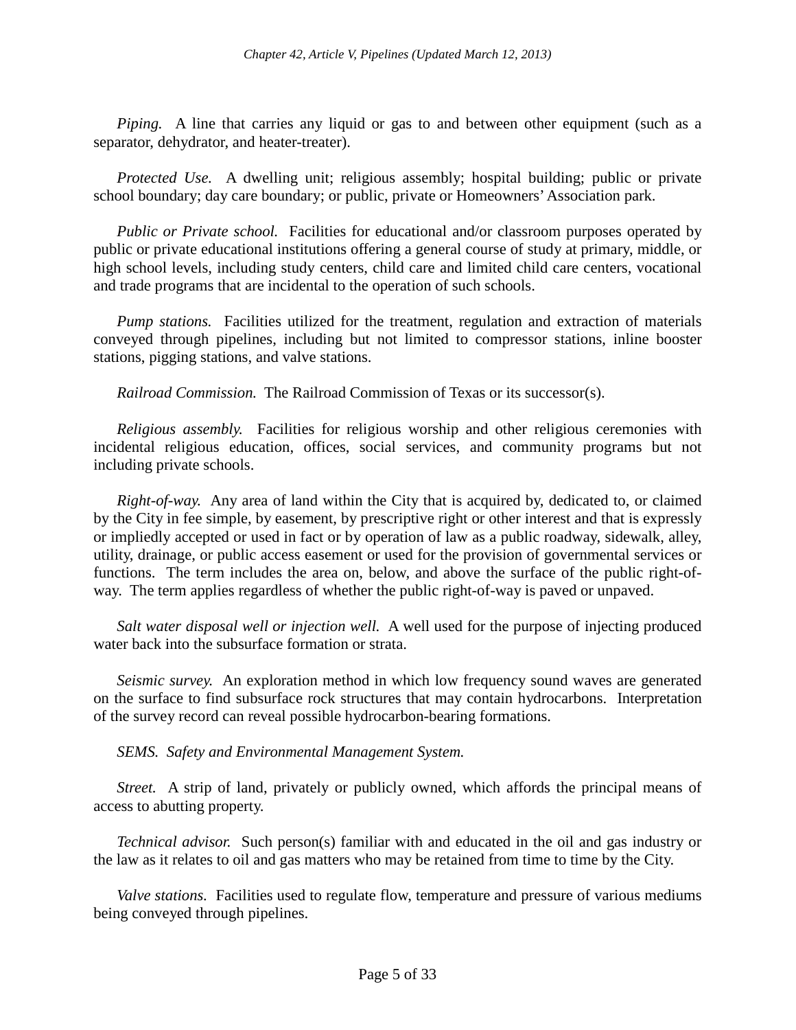*Piping.* A line that carries any liquid or gas to and between other equipment (such as a separator, dehydrator, and heater-treater).

*Protected Use.* A dwelling unit; religious assembly; hospital building; public or private school boundary; day care boundary; or public, private or Homeowners' Association park.

*Public or Private school.* Facilities for educational and/or classroom purposes operated by public or private educational institutions offering a general course of study at primary, middle, or high school levels, including study centers, child care and limited child care centers, vocational and trade programs that are incidental to the operation of such schools.

*Pump stations.* Facilities utilized for the treatment, regulation and extraction of materials conveyed through pipelines, including but not limited to compressor stations, inline booster stations, pigging stations, and valve stations.

*Railroad Commission.* The Railroad Commission of Texas or its successor(s).

*Religious assembly.* Facilities for religious worship and other religious ceremonies with incidental religious education, offices, social services, and community programs but not including private schools.

*Right-of-way.* Any area of land within the City that is acquired by, dedicated to, or claimed by the City in fee simple, by easement, by prescriptive right or other interest and that is expressly or impliedly accepted or used in fact or by operation of law as a public roadway, sidewalk, alley, utility, drainage, or public access easement or used for the provision of governmental services or functions. The term includes the area on, below, and above the surface of the public right-of-way. The term applies regardless of whether the public right-of-way is paved or unpaved.

*Salt water disposal well or injection well.* A well used for the purpose of injecting produced water back into the subsurface formation or strata.

*Seismic survey.* An exploration method in which low frequency sound waves are generated on the surface to find subsurface rock structures that may contain hydrocarbons. Interpretation of the survey record can reveal possible hydrocarbon-bearing formations.

*SEMS. Safety and Environmental Management System.*

*Street.* A strip of land, privately or publicly owned, which affords the principal means of access to abutting property.

*Technical advisor.* Such person(s) familiar with and educated in the oil and gas industry or the law as it relates to oil and gas matters who may be retained from time to time by the City.

*Valve stations.* Facilities used to regulate flow, temperature and pressure of various mediums being conveyed through pipelines.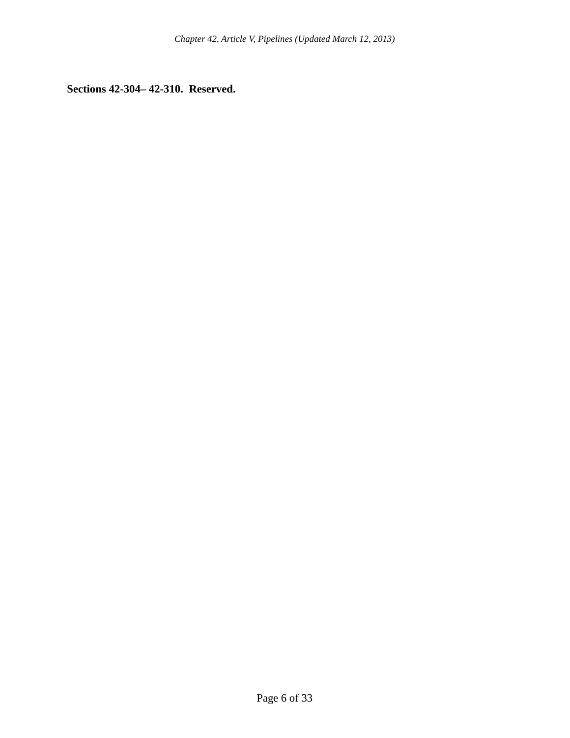**Sections 42-304– 42-310. Reserved.**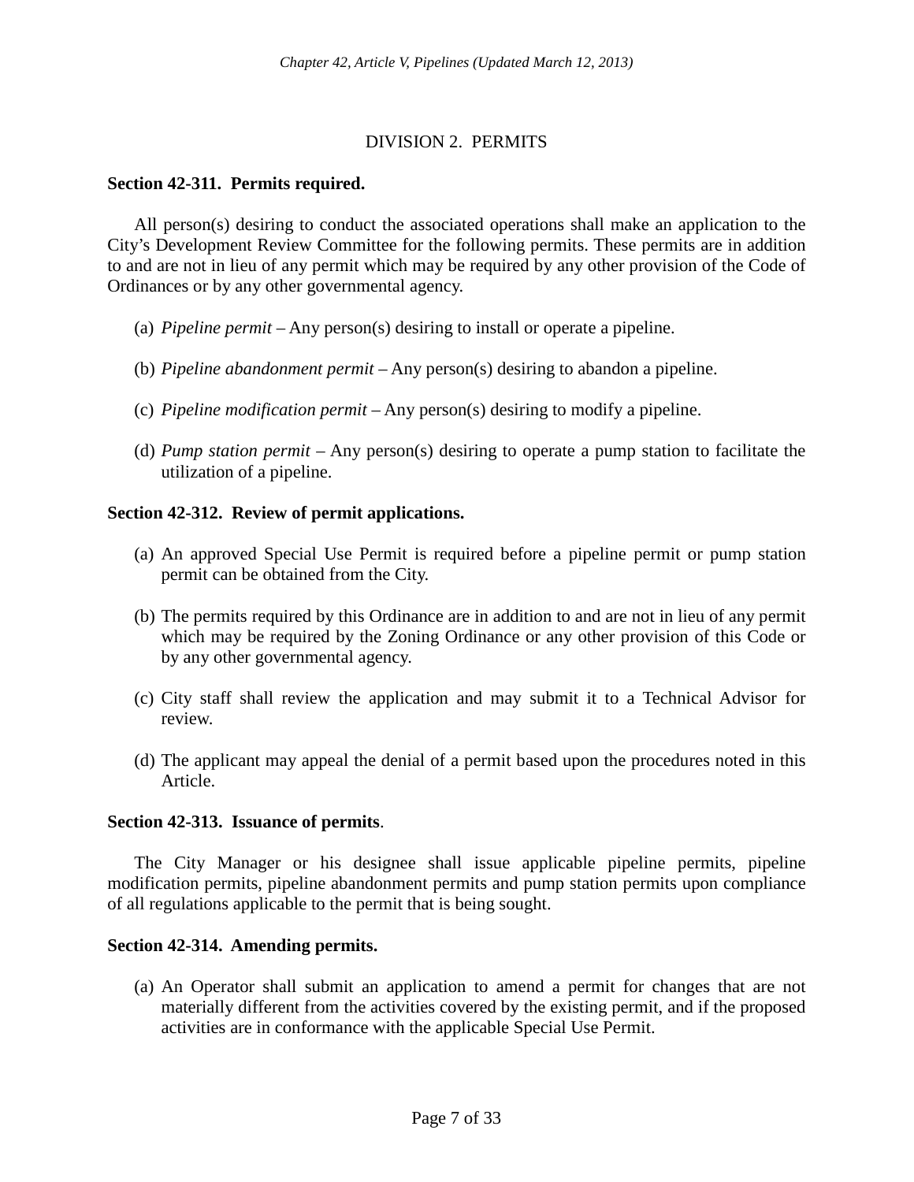## DIVISION 2. PERMITS

### Section 42-311. Permits required.

All person(s) desiring to conduct the associated operations shall make an application to the City's Development Review Committee for the following permits. These permits are in addition to and are not in lieu of any permit which may be required by any other provision of the Code of Ordinances or by any other governmental agency.

(a) *Pipeline permit* – Any person(s) desiring to install or operate a pipeline.

(b) *Pipeline abandonment permit* – Any person(s) desiring to abandon a pipeline.

(c) *Pipeline modification permit* – Any person(s) desiring to modify a pipeline.

(d) *Pump station permit* – Any person(s) desiring to operate a pump station to facilitate the utilization of a pipeline.

### Section 42-312. Review of permit applications.

(a) An approved Special Use Permit is required before a pipeline permit or pump station permit can be obtained from the City.

(b) The permits required by this Ordinance are in addition to and are not in lieu of any permit which may be required by the Zoning Ordinance or any other provision of this Code or by any other governmental agency.

(c) City staff shall review the application and may submit it to a Technical Advisor for review.

(d) The applicant may appeal the denial of a permit based upon the procedures noted in this Article.

### Section 42-313. Issuance of permits.

The City Manager or his designee shall issue applicable pipeline permits, pipeline modification permits, pipeline abandonment permits and pump station permits upon compliance of all regulations applicable to the permit that is being sought.

### Section 42-314. Amending permits.

(a) An Operator shall submit an application to amend a permit for changes that are not materially different from the activities covered by the existing permit, and if the proposed activities are in conformance with the applicable Special Use Permit.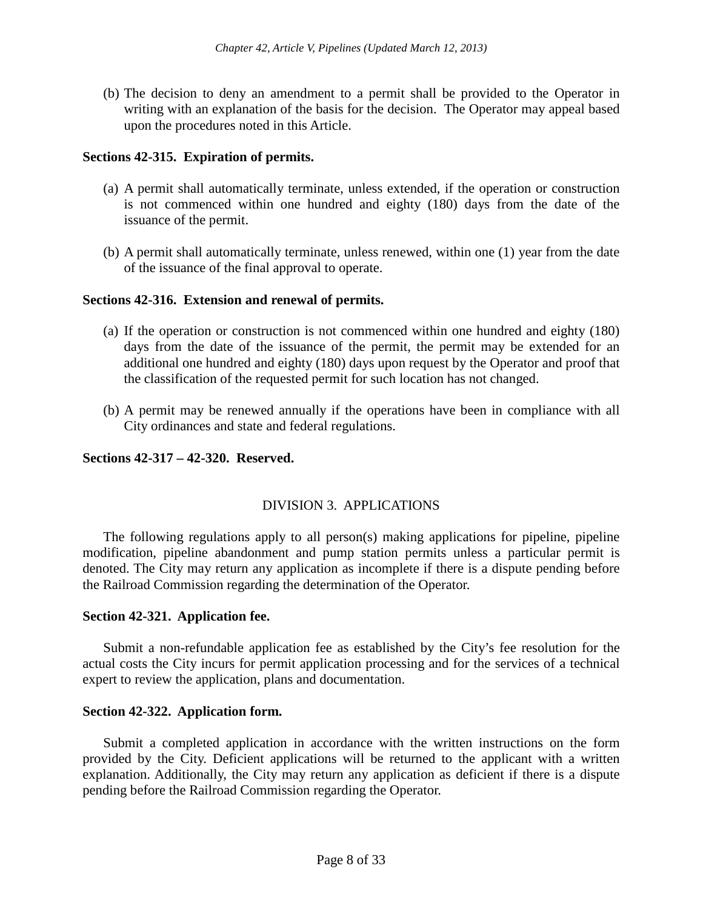(b) The decision to deny an amendment to a permit shall be provided to the Operator in writing with an explanation of the basis for the decision. The Operator may appeal based upon the procedures noted in this Article.

**Sections 42-315. Expiration of permits.**

(a) A permit shall automatically terminate, unless extended, if the operation or construction is not commenced within one hundred and eighty (180) days from the date of the issuance of the permit.

(b) A permit shall automatically terminate, unless renewed, within one (1) year from the date of the issuance of the final approval to operate.

**Sections 42-316. Extension and renewal of permits.**

(a) If the operation or construction is not commenced within one hundred and eighty (180) days from the date of the issuance of the permit, the permit may be extended for an additional one hundred and eighty (180) days upon request by the Operator and proof that the classification of the requested permit for such location has not changed.

(b) A permit may be renewed annually if the operations have been in compliance with all City ordinances and state and federal regulations.

**Sections 42-317 – 42-320. Reserved.**

## DIVISION 3. APPLICATIONS

The following regulations apply to all person(s) making applications for pipeline, pipeline modification, pipeline abandonment and pump station permits unless a particular permit is denoted. The City may return any application as incomplete if there is a dispute pending before the Railroad Commission regarding the determination of the Operator.

**Section 42-321. Application fee.**

Submit a non-refundable application fee as established by the City's fee resolution for the actual costs the City incurs for permit application processing and for the services of a technical expert to review the application, plans and documentation.

**Section 42-322. Application form.**

Submit a completed application in accordance with the written instructions on the form provided by the City. Deficient applications will be returned to the applicant with a written explanation. Additionally, the City may return any application as deficient if there is a dispute pending before the Railroad Commission regarding the Operator.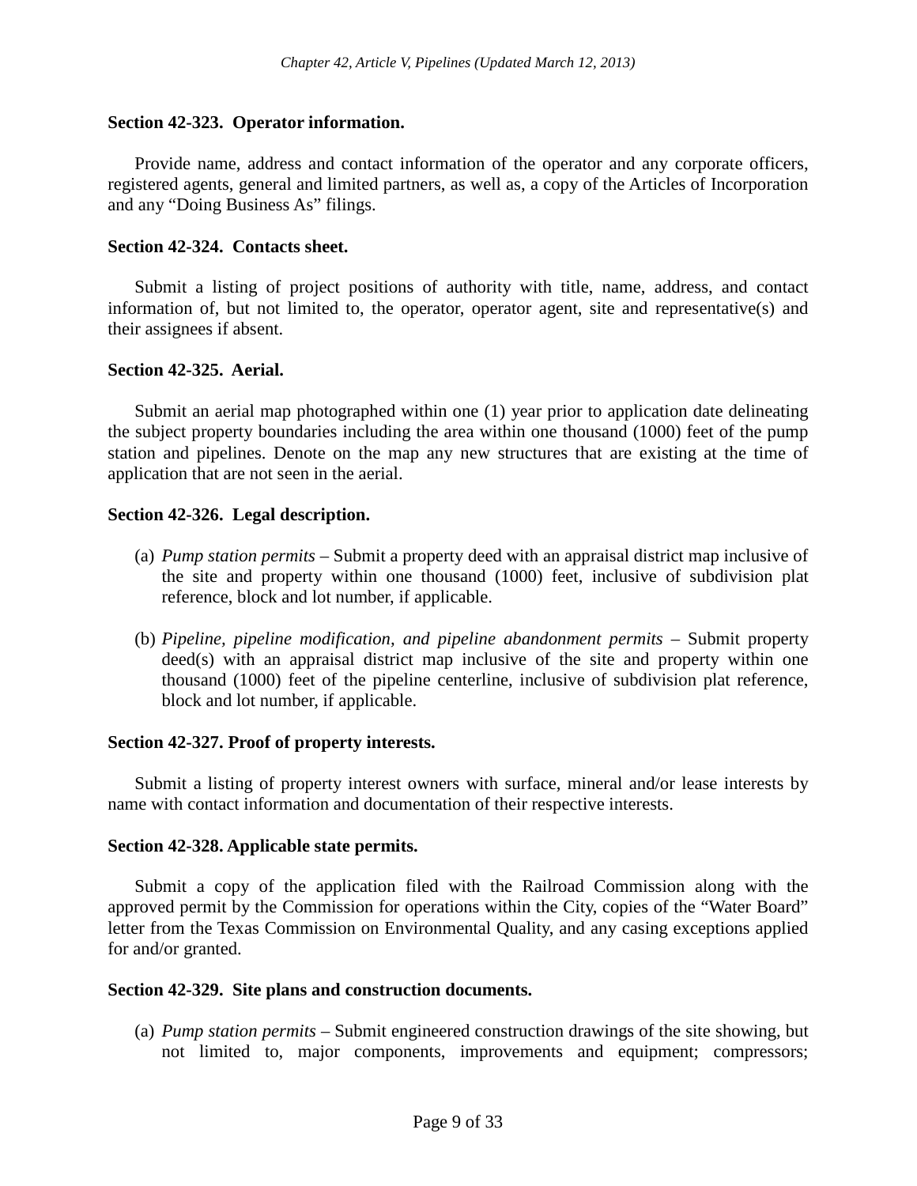### Section 42-323. Operator information.

Provide name, address and contact information of the operator and any corporate officers, registered agents, general and limited partners, as well as, a copy of the Articles of Incorporation and any "Doing Business As" filings.

### Section 42-324. Contacts sheet.

Submit a listing of project positions of authority with title, name, address, and contact information of, but not limited to, the operator, operator agent, site and representative(s) and their assignees if absent.

### Section 42-325. Aerial.

Submit an aerial map photographed within one (1) year prior to application date delineating the subject property boundaries including the area within one thousand (1000) feet of the pump station and pipelines. Denote on the map any new structures that are existing at the time of application that are not seen in the aerial.

### Section 42-326. Legal description.

(a) *Pump station permits* – Submit a property deed with an appraisal district map inclusive of the site and property within one thousand (1000) feet, inclusive of subdivision plat reference, block and lot number, if applicable.

(b) *Pipeline, pipeline modification, and pipeline abandonment permits* – Submit property deed(s) with an appraisal district map inclusive of the site and property within one thousand (1000) feet of the pipeline centerline, inclusive of subdivision plat reference, block and lot number, if applicable.

### Section 42-327. Proof of property interests.

Submit a listing of property interest owners with surface, mineral and/or lease interests by name with contact information and documentation of their respective interests.

### Section 42-328. Applicable state permits.

Submit a copy of the application filed with the Railroad Commission along with the approved permit by the Commission for operations within the City, copies of the "Water Board" letter from the Texas Commission on Environmental Quality, and any casing exceptions applied for and/or granted.

### Section 42-329. Site plans and construction documents.

(a) *Pump station permits* – Submit engineered construction drawings of the site showing, but not limited to, major components, improvements and equipment; compressors;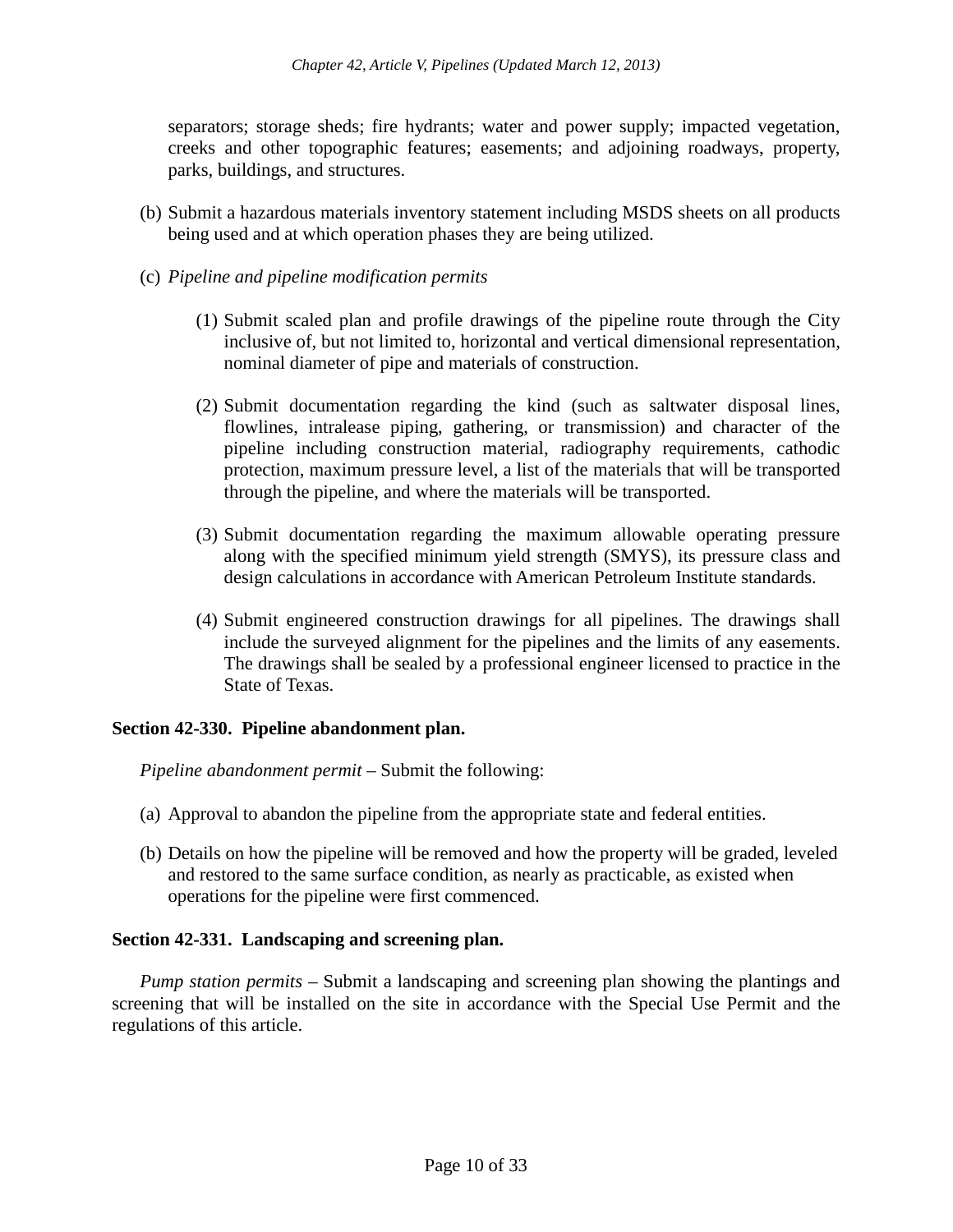separators; storage sheds; fire hydrants; water and power supply; impacted vegetation, creeks and other topographic features; easements; and adjoining roadways, property, parks, buildings, and structures.

(b) Submit a hazardous materials inventory statement including MSDS sheets on all products being used and at which operation phases they are being utilized.

(c) *Pipeline and pipeline modification permits*

   (1) Submit scaled plan and profile drawings of the pipeline route through the City inclusive of, but not limited to, horizontal and vertical dimensional representation, nominal diameter of pipe and materials of construction.

   (2) Submit documentation regarding the kind (such as saltwater disposal lines, flowlines, intralease piping, gathering, or transmission) and character of the pipeline including construction material, radiography requirements, cathodic protection, maximum pressure level, a list of the materials that will be transported through the pipeline, and where the materials will be transported.

   (3) Submit documentation regarding the maximum allowable operating pressure along with the specified minimum yield strength (SMYS), its pressure class and design calculations in accordance with American Petroleum Institute standards.

   (4) Submit engineered construction drawings for all pipelines. The drawings shall include the surveyed alignment for the pipelines and the limits of any easements. The drawings shall be sealed by a professional engineer licensed to practice in the State of Texas.

**Section 42-330. Pipeline abandonment plan.**

*Pipeline abandonment permit* – Submit the following:

(a) Approval to abandon the pipeline from the appropriate state and federal entities.

(b) Details on how the pipeline will be removed and how the property will be graded, leveled and restored to the same surface condition, as nearly as practicable, as existed when operations for the pipeline were first commenced.

**Section 42-331. Landscaping and screening plan.**

*Pump station permits* – Submit a landscaping and screening plan showing the plantings and screening that will be installed on the site in accordance with the Special Use Permit and the regulations of this article.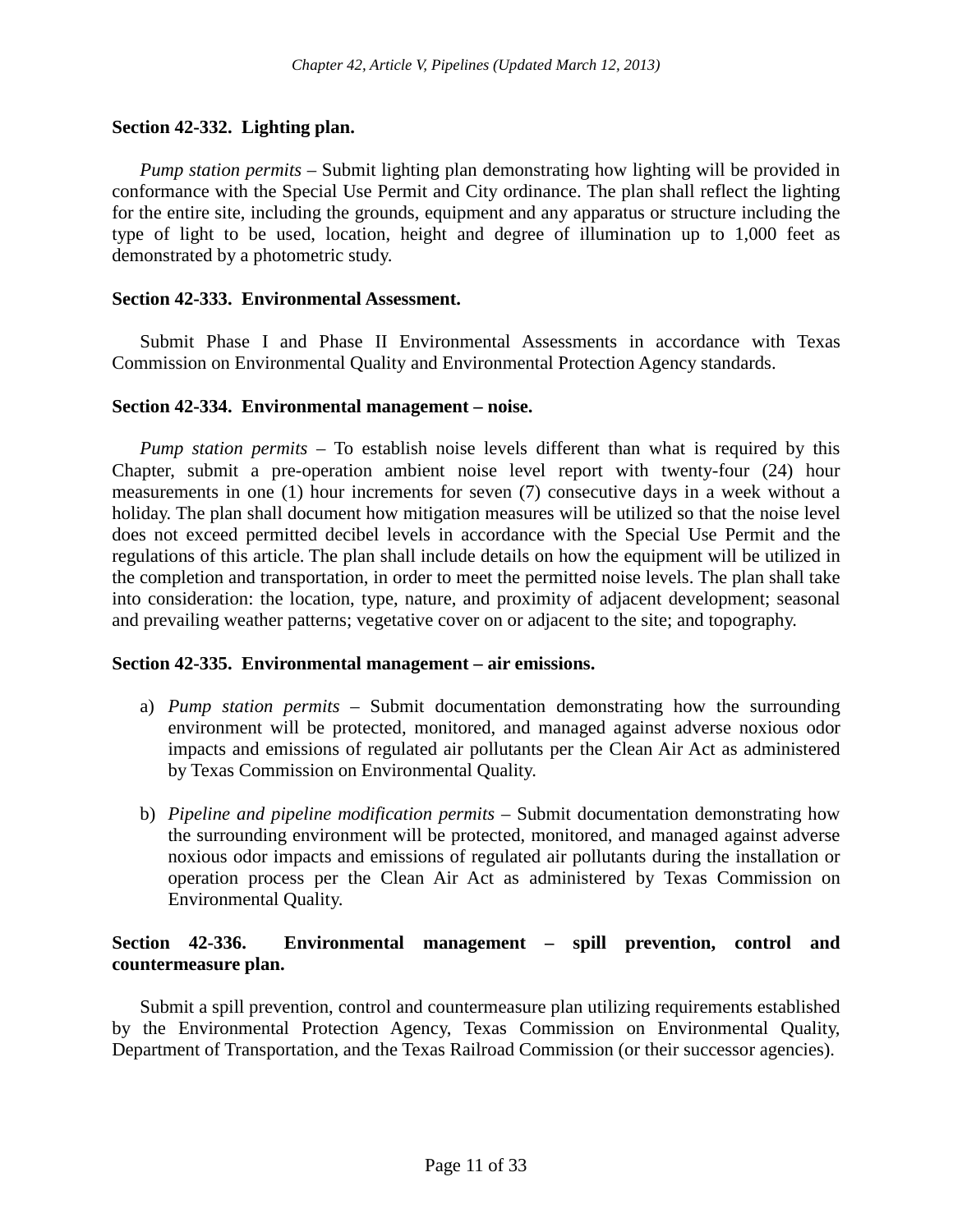**Section 42-332. Lighting plan.**

*Pump station permits* – Submit lighting plan demonstrating how lighting will be provided in conformance with the Special Use Permit and City ordinance. The plan shall reflect the lighting for the entire site, including the grounds, equipment and any apparatus or structure including the type of light to be used, location, height and degree of illumination up to 1,000 feet as demonstrated by a photometric study.

**Section 42-333. Environmental Assessment.**

Submit Phase I and Phase II Environmental Assessments in accordance with Texas Commission on Environmental Quality and Environmental Protection Agency standards.

**Section 42-334. Environmental management – noise.**

*Pump station permits* – To establish noise levels different than what is required by this Chapter, submit a pre-operation ambient noise level report with twenty-four (24) hour measurements in one (1) hour increments for seven (7) consecutive days in a week without a holiday. The plan shall document how mitigation measures will be utilized so that the noise level does not exceed permitted decibel levels in accordance with the Special Use Permit and the regulations of this article. The plan shall include details on how the equipment will be utilized in the completion and transportation, in order to meet the permitted noise levels. The plan shall take into consideration: the location, type, nature, and proximity of adjacent development; seasonal and prevailing weather patterns; vegetative cover on or adjacent to the site; and topography.

**Section 42-335. Environmental management – air emissions.**

a) *Pump station permits* – Submit documentation demonstrating how the surrounding environment will be protected, monitored, and managed against adverse noxious odor impacts and emissions of regulated air pollutants per the Clean Air Act as administered by Texas Commission on Environmental Quality.

b) *Pipeline and pipeline modification permits* – Submit documentation demonstrating how the surrounding environment will be protected, monitored, and managed against adverse noxious odor impacts and emissions of regulated air pollutants during the installation or operation process per the Clean Air Act as administered by Texas Commission on Environmental Quality.

**Section 42-336. Environmental management – spill prevention, control and countermeasure plan.**

Submit a spill prevention, control and countermeasure plan utilizing requirements established by the Environmental Protection Agency, Texas Commission on Environmental Quality, Department of Transportation, and the Texas Railroad Commission (or their successor agencies).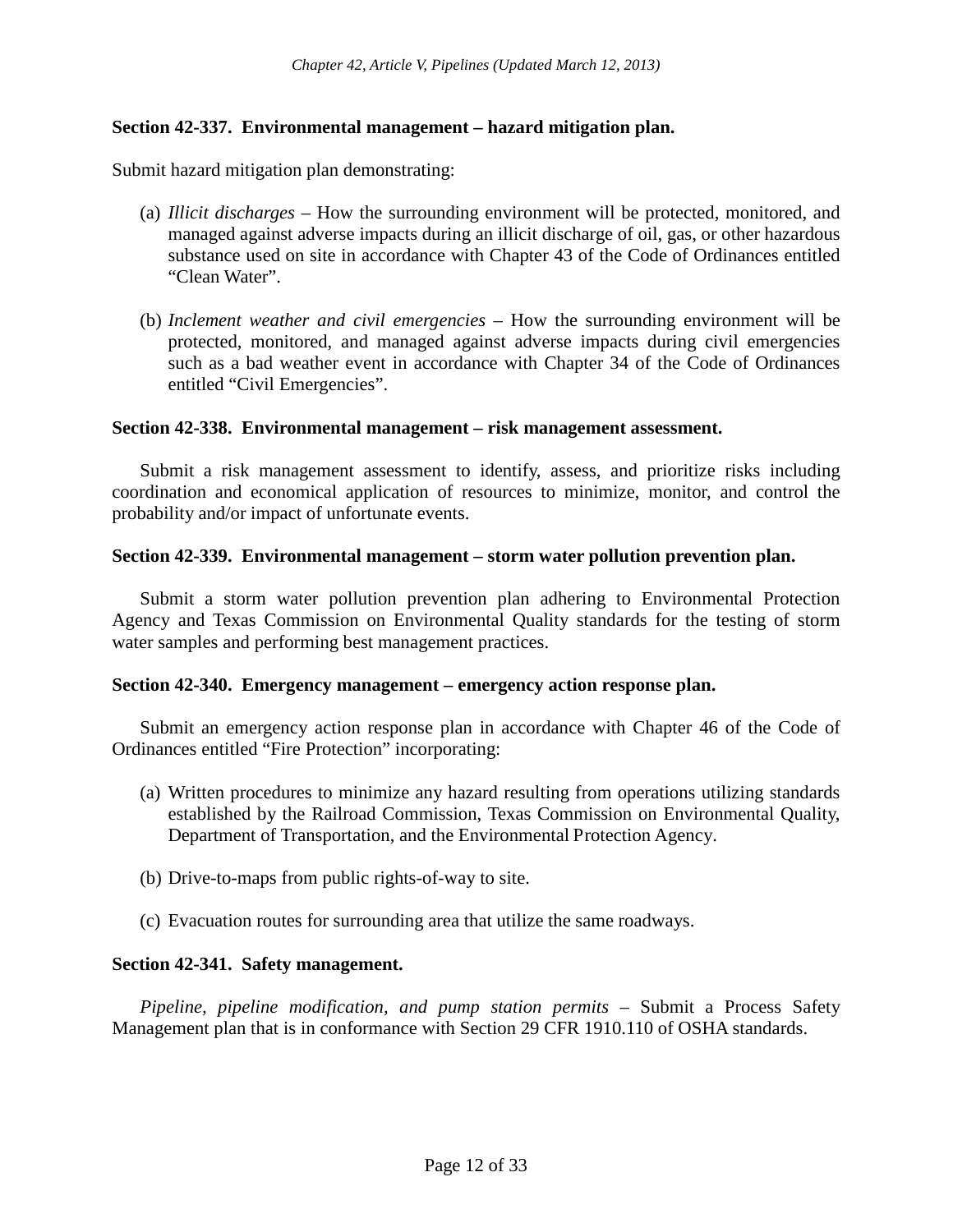**Section 42-337. Environmental management – hazard mitigation plan.**

Submit hazard mitigation plan demonstrating:

(a) *Illicit discharges* – How the surrounding environment will be protected, monitored, and managed against adverse impacts during an illicit discharge of oil, gas, or other hazardous substance used on site in accordance with Chapter 43 of the Code of Ordinances entitled "Clean Water".

(b) *Inclement weather and civil emergencies* – How the surrounding environment will be protected, monitored, and managed against adverse impacts during civil emergencies such as a bad weather event in accordance with Chapter 34 of the Code of Ordinances entitled "Civil Emergencies".

**Section 42-338. Environmental management – risk management assessment.**

Submit a risk management assessment to identify, assess, and prioritize risks including coordination and economical application of resources to minimize, monitor, and control the probability and/or impact of unfortunate events.

**Section 42-339. Environmental management – storm water pollution prevention plan.**

Submit a storm water pollution prevention plan adhering to Environmental Protection Agency and Texas Commission on Environmental Quality standards for the testing of storm water samples and performing best management practices.

**Section 42-340. Emergency management – emergency action response plan.**

Submit an emergency action response plan in accordance with Chapter 46 of the Code of Ordinances entitled "Fire Protection" incorporating:

(a) Written procedures to minimize any hazard resulting from operations utilizing standards established by the Railroad Commission, Texas Commission on Environmental Quality, Department of Transportation, and the Environmental Protection Agency.

(b) Drive-to-maps from public rights-of-way to site.

(c) Evacuation routes for surrounding area that utilize the same roadways.

**Section 42-341. Safety management.**

*Pipeline, pipeline modification, and pump station permits* – Submit a Process Safety Management plan that is in conformance with Section 29 CFR 1910.110 of OSHA standards.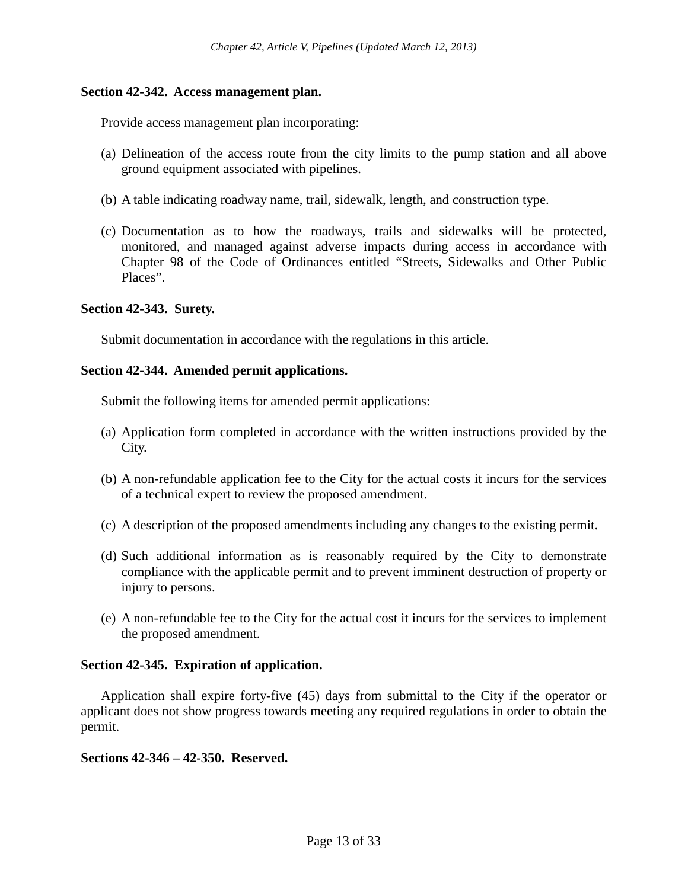### Section 42-342. Access management plan.

Provide access management plan incorporating:

(a) Delineation of the access route from the city limits to the pump station and all above ground equipment associated with pipelines.

(b) A table indicating roadway name, trail, sidewalk, length, and construction type.

(c) Documentation as to how the roadways, trails and sidewalks will be protected, monitored, and managed against adverse impacts during access in accordance with Chapter 98 of the Code of Ordinances entitled “Streets, Sidewalks and Other Public Places”.

### Section 42-343. Surety.

Submit documentation in accordance with the regulations in this article.

### Section 42-344. Amended permit applications.

Submit the following items for amended permit applications:

(a) Application form completed in accordance with the written instructions provided by the City.

(b) A non-refundable application fee to the City for the actual costs it incurs for the services of a technical expert to review the proposed amendment.

(c) A description of the proposed amendments including any changes to the existing permit.

(d) Such additional information as is reasonably required by the City to demonstrate compliance with the applicable permit and to prevent imminent destruction of property or injury to persons.

(e) A non-refundable fee to the City for the actual cost it incurs for the services to implement the proposed amendment.

### Section 42-345. Expiration of application.

Application shall expire forty-five (45) days from submittal to the City if the operator or applicant does not show progress towards meeting any required regulations in order to obtain the permit.

### Sections 42-346 – 42-350. Reserved.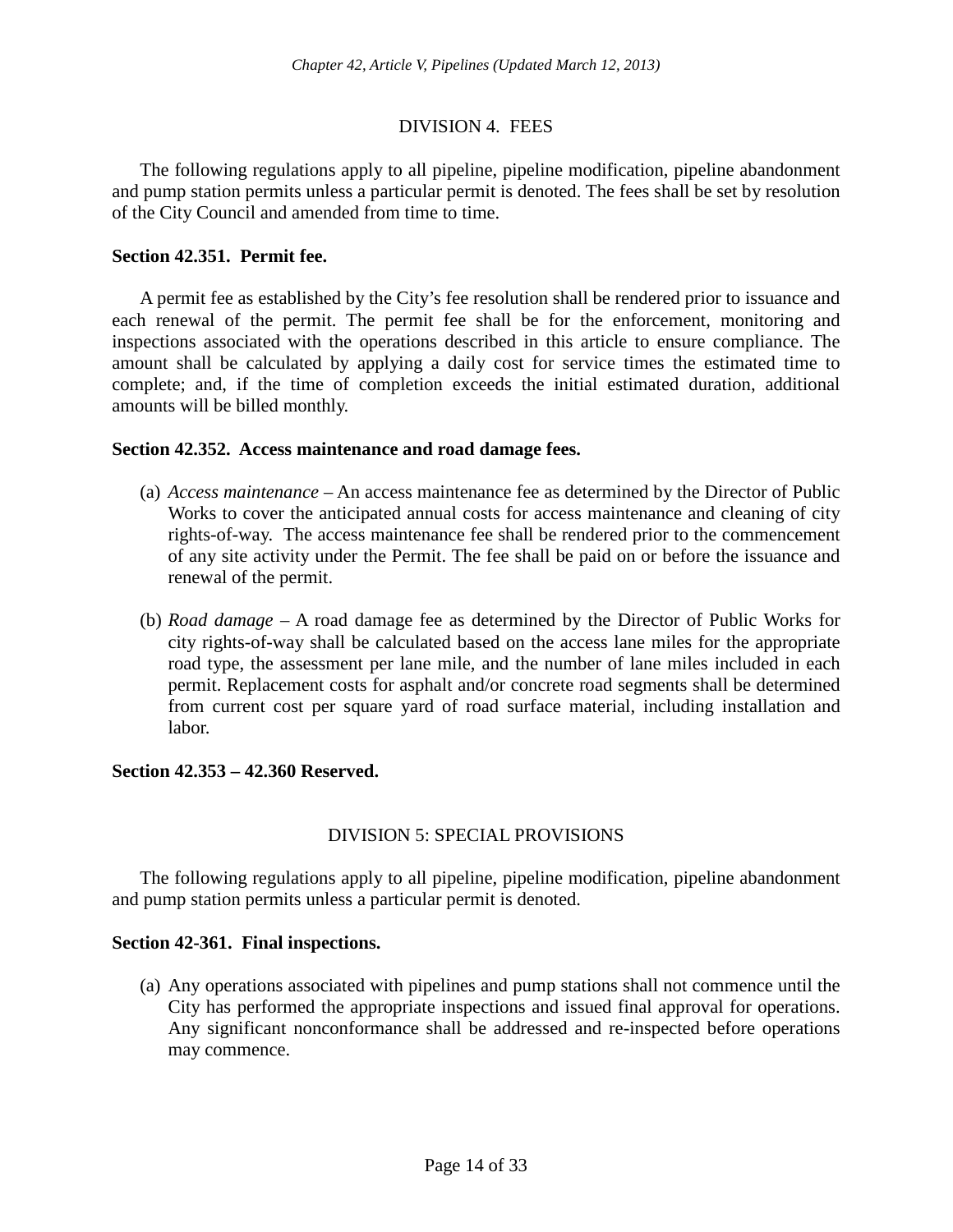## DIVISION 4. FEES

The following regulations apply to all pipeline, pipeline modification, pipeline abandonment and pump station permits unless a particular permit is denoted. The fees shall be set by resolution of the City Council and amended from time to time.

**Section 42.351. Permit fee.**

A permit fee as established by the City's fee resolution shall be rendered prior to issuance and each renewal of the permit. The permit fee shall be for the enforcement, monitoring and inspections associated with the operations described in this article to ensure compliance. The amount shall be calculated by applying a daily cost for service times the estimated time to complete; and, if the time of completion exceeds the initial estimated duration, additional amounts will be billed monthly.

**Section 42.352. Access maintenance and road damage fees.**

(a) *Access maintenance* – An access maintenance fee as determined by the Director of Public Works to cover the anticipated annual costs for access maintenance and cleaning of city rights-of-way. The access maintenance fee shall be rendered prior to the commencement of any site activity under the Permit. The fee shall be paid on or before the issuance and renewal of the permit.

(b) *Road damage* – A road damage fee as determined by the Director of Public Works for city rights-of-way shall be calculated based on the access lane miles for the appropriate road type, the assessment per lane mile, and the number of lane miles included in each permit. Replacement costs for asphalt and/or concrete road segments shall be determined from current cost per square yard of road surface material, including installation and labor.

**Section 42.353 – 42.360 Reserved.**

## DIVISION 5: SPECIAL PROVISIONS

The following regulations apply to all pipeline, pipeline modification, pipeline abandonment and pump station permits unless a particular permit is denoted.

**Section 42-361. Final inspections.**

(a) Any operations associated with pipelines and pump stations shall not commence until the City has performed the appropriate inspections and issued final approval for operations. Any significant nonconformance shall be addressed and re-inspected before operations may commence.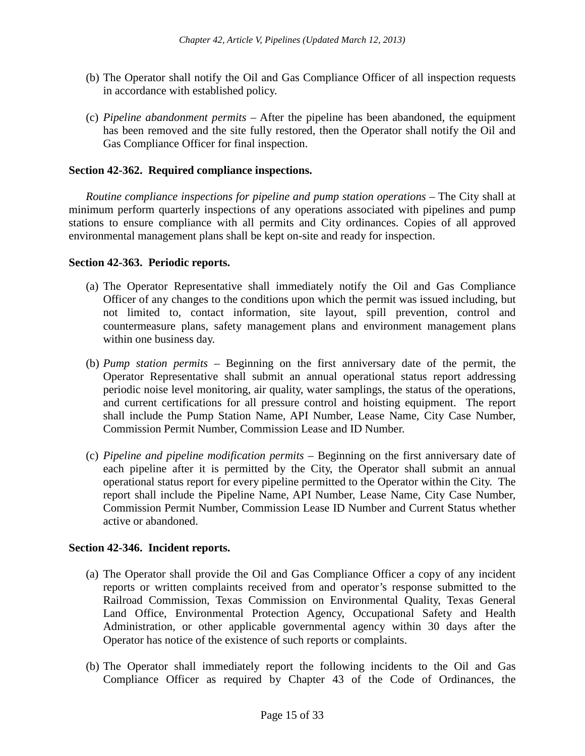(b) The Operator shall notify the Oil and Gas Compliance Officer of all inspection requests in accordance with established policy.

(c) *Pipeline abandonment permits* – After the pipeline has been abandoned, the equipment has been removed and the site fully restored, then the Operator shall notify the Oil and Gas Compliance Officer for final inspection.

**Section 42-362. Required compliance inspections.**

*Routine compliance inspections for pipeline and pump station operations* – The City shall at minimum perform quarterly inspections of any operations associated with pipelines and pump stations to ensure compliance with all permits and City ordinances. Copies of all approved environmental management plans shall be kept on-site and ready for inspection.

**Section 42-363. Periodic reports.**

(a) The Operator Representative shall immediately notify the Oil and Gas Compliance Officer of any changes to the conditions upon which the permit was issued including, but not limited to, contact information, site layout, spill prevention, control and countermeasure plans, safety management plans and environment management plans within one business day.

(b) *Pump station permits* – Beginning on the first anniversary date of the permit, the Operator Representative shall submit an annual operational status report addressing periodic noise level monitoring, air quality, water samplings, the status of the operations, and current certifications for all pressure control and hoisting equipment. The report shall include the Pump Station Name, API Number, Lease Name, City Case Number, Commission Permit Number, Commission Lease and ID Number.

(c) *Pipeline and pipeline modification permits* – Beginning on the first anniversary date of each pipeline after it is permitted by the City, the Operator shall submit an annual operational status report for every pipeline permitted to the Operator within the City. The report shall include the Pipeline Name, API Number, Lease Name, City Case Number, Commission Permit Number, Commission Lease ID Number and Current Status whether active or abandoned.

**Section 42-346. Incident reports.**

(a) The Operator shall provide the Oil and Gas Compliance Officer a copy of any incident reports or written complaints received from and operator's response submitted to the Railroad Commission, Texas Commission on Environmental Quality, Texas General Land Office, Environmental Protection Agency, Occupational Safety and Health Administration, or other applicable governmental agency within 30 days after the Operator has notice of the existence of such reports or complaints.

(b) The Operator shall immediately report the following incidents to the Oil and Gas Compliance Officer as required by Chapter 43 of the Code of Ordinances, the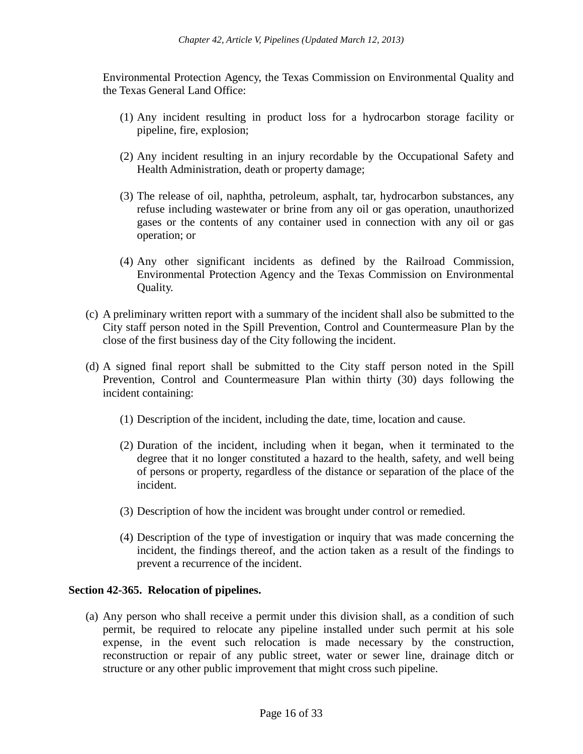Environmental Protection Agency, the Texas Commission on Environmental Quality and the Texas General Land Office:

(1) Any incident resulting in product loss for a hydrocarbon storage facility or pipeline, fire, explosion;

(2) Any incident resulting in an injury recordable by the Occupational Safety and Health Administration, death or property damage;

(3) The release of oil, naphtha, petroleum, asphalt, tar, hydrocarbon substances, any refuse including wastewater or brine from any oil or gas operation, unauthorized gases or the contents of any container used in connection with any oil or gas operation; or

(4) Any other significant incidents as defined by the Railroad Commission, Environmental Protection Agency and the Texas Commission on Environmental Quality.

(c) A preliminary written report with a summary of the incident shall also be submitted to the City staff person noted in the Spill Prevention, Control and Countermeasure Plan by the close of the first business day of the City following the incident.

(d) A signed final report shall be submitted to the City staff person noted in the Spill Prevention, Control and Countermeasure Plan within thirty (30) days following the incident containing:

(1) Description of the incident, including the date, time, location and cause.

(2) Duration of the incident, including when it began, when it terminated to the degree that it no longer constituted a hazard to the health, safety, and well being of persons or property, regardless of the distance or separation of the place of the incident.

(3) Description of how the incident was brought under control or remedied.

(4) Description of the type of investigation or inquiry that was made concerning the incident, the findings thereof, and the action taken as a result of the findings to prevent a recurrence of the incident.

**Section 42-365. Relocation of pipelines.**

(a) Any person who shall receive a permit under this division shall, as a condition of such permit, be required to relocate any pipeline installed under such permit at his sole expense, in the event such relocation is made necessary by the construction, reconstruction or repair of any public street, water or sewer line, drainage ditch or structure or any other public improvement that might cross such pipeline.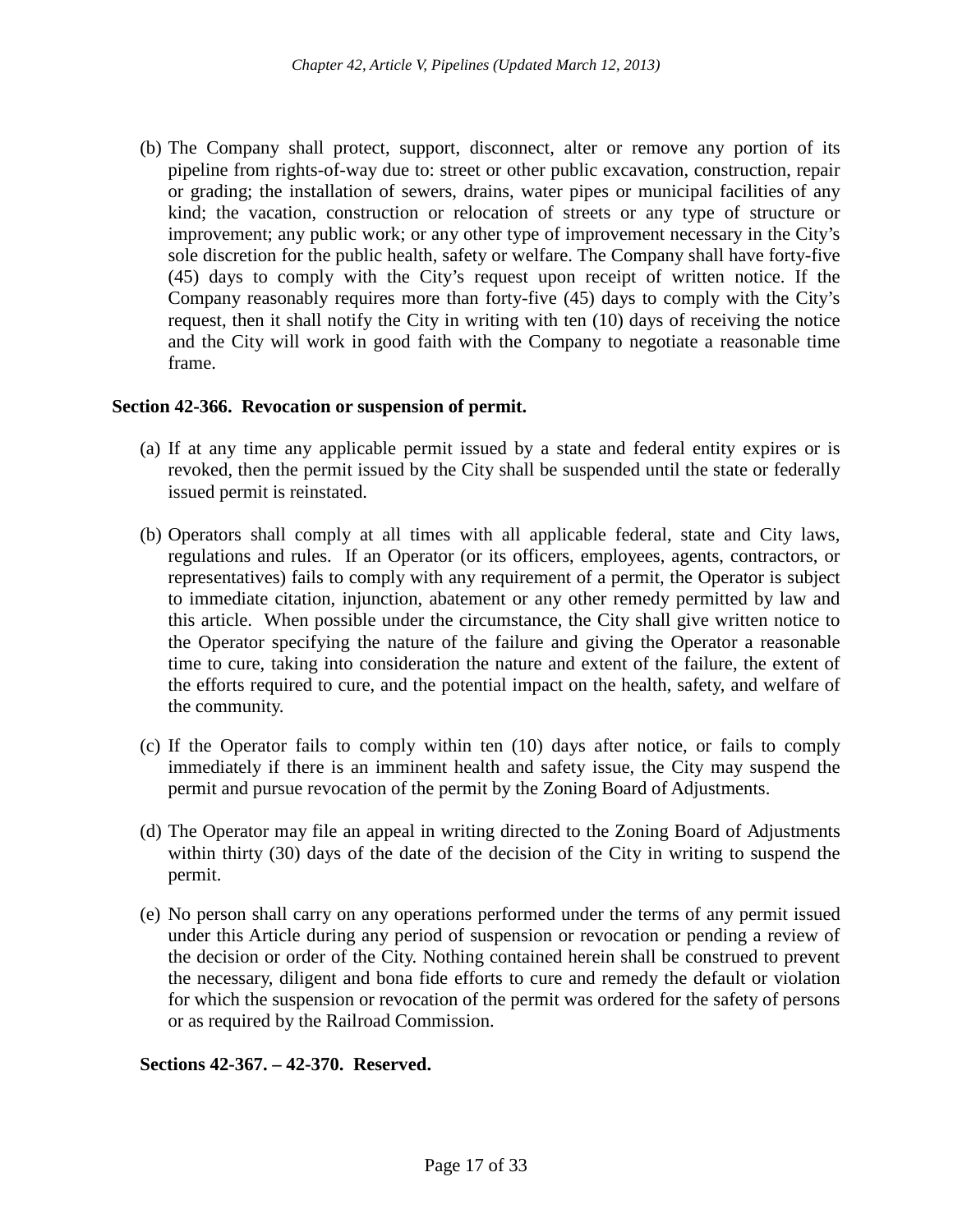(b) The Company shall protect, support, disconnect, alter or remove any portion of its pipeline from rights-of-way due to: street or other public excavation, construction, repair or grading; the installation of sewers, drains, water pipes or municipal facilities of any kind; the vacation, construction or relocation of streets or any type of structure or improvement; any public work; or any other type of improvement necessary in the City's sole discretion for the public health, safety or welfare. The Company shall have forty-five (45) days to comply with the City's request upon receipt of written notice. If the Company reasonably requires more than forty-five (45) days to comply with the City's request, then it shall notify the City in writing with ten (10) days of receiving the notice and the City will work in good faith with the Company to negotiate a reasonable time frame.

**Section 42-366. Revocation or suspension of permit.**

(a) If at any time any applicable permit issued by a state and federal entity expires or is revoked, then the permit issued by the City shall be suspended until the state or federally issued permit is reinstated.

(b) Operators shall comply at all times with all applicable federal, state and City laws, regulations and rules. If an Operator (or its officers, employees, agents, contractors, or representatives) fails to comply with any requirement of a permit, the Operator is subject to immediate citation, injunction, abatement or any other remedy permitted by law and this article. When possible under the circumstance, the City shall give written notice to the Operator specifying the nature of the failure and giving the Operator a reasonable time to cure, taking into consideration the nature and extent of the failure, the extent of the efforts required to cure, and the potential impact on the health, safety, and welfare of the community.

(c) If the Operator fails to comply within ten (10) days after notice, or fails to comply immediately if there is an imminent health and safety issue, the City may suspend the permit and pursue revocation of the permit by the Zoning Board of Adjustments.

(d) The Operator may file an appeal in writing directed to the Zoning Board of Adjustments within thirty (30) days of the date of the decision of the City in writing to suspend the permit.

(e) No person shall carry on any operations performed under the terms of any permit issued under this Article during any period of suspension or revocation or pending a review of the decision or order of the City. Nothing contained herein shall be construed to prevent the necessary, diligent and bona fide efforts to cure and remedy the default or violation for which the suspension or revocation of the permit was ordered for the safety of persons or as required by the Railroad Commission.

**Sections 42-367. – 42-370. Reserved.**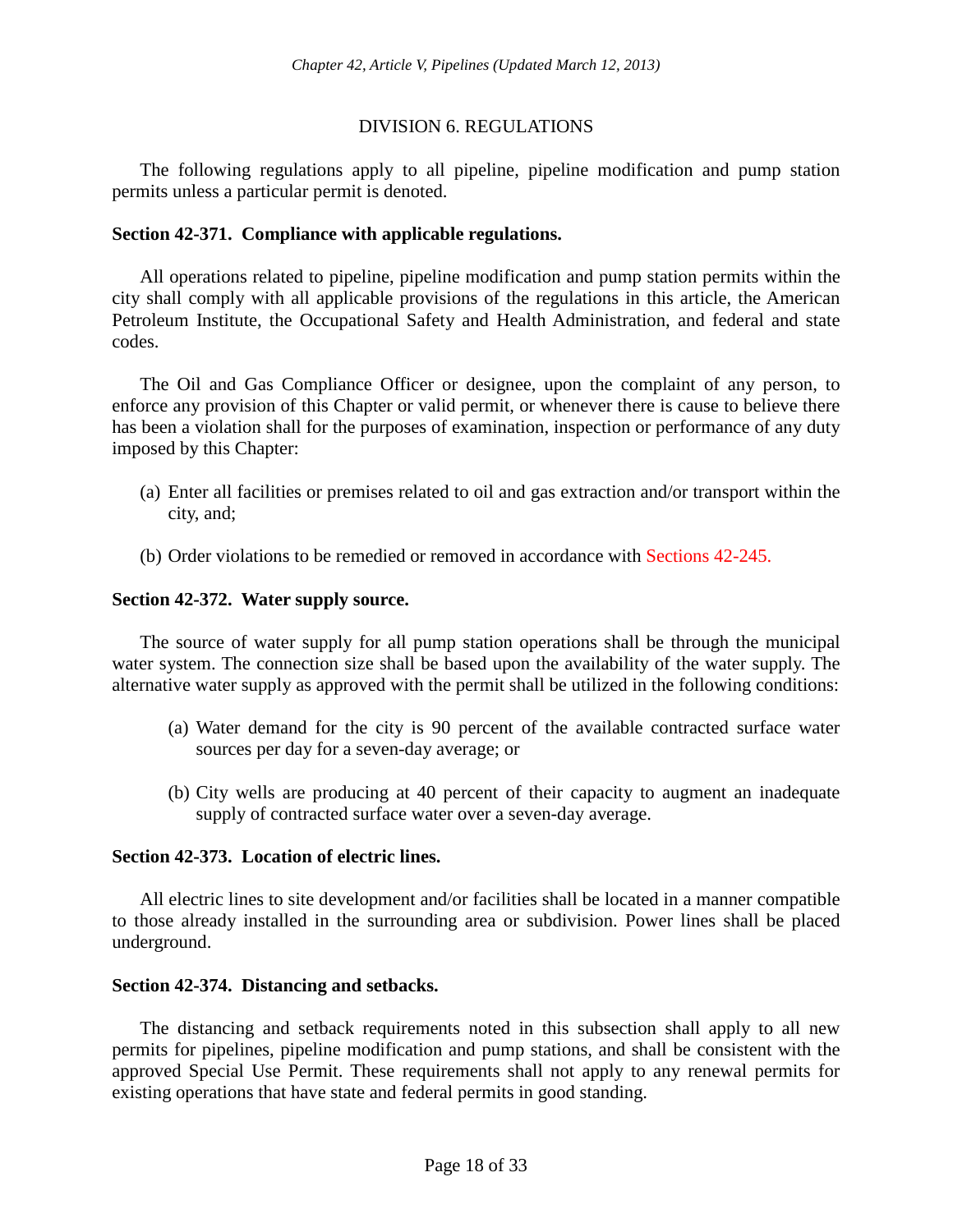## DIVISION 6. REGULATIONS

The following regulations apply to all pipeline, pipeline modification and pump station permits unless a particular permit is denoted.

**Section 42-371. Compliance with applicable regulations.**

All operations related to pipeline, pipeline modification and pump station permits within the city shall comply with all applicable provisions of the regulations in this article, the American Petroleum Institute, the Occupational Safety and Health Administration, and federal and state codes.

The Oil and Gas Compliance Officer or designee, upon the complaint of any person, to enforce any provision of this Chapter or valid permit, or whenever there is cause to believe there has been a violation shall for the purposes of examination, inspection or performance of any duty imposed by this Chapter:

(a) Enter all facilities or premises related to oil and gas extraction and/or transport within the city, and;

(b) Order violations to be remedied or removed in accordance with Sections 42-245.

**Section 42-372. Water supply source.**

The source of water supply for all pump station operations shall be through the municipal water system. The connection size shall be based upon the availability of the water supply. The alternative water supply as approved with the permit shall be utilized in the following conditions:

(a) Water demand for the city is 90 percent of the available contracted surface water sources per day for a seven-day average; or

(b) City wells are producing at 40 percent of their capacity to augment an inadequate supply of contracted surface water over a seven-day average.

**Section 42-373. Location of electric lines.**

All electric lines to site development and/or facilities shall be located in a manner compatible to those already installed in the surrounding area or subdivision. Power lines shall be placed underground.

**Section 42-374. Distancing and setbacks.**

The distancing and setback requirements noted in this subsection shall apply to all new permits for pipelines, pipeline modification and pump stations, and shall be consistent with the approved Special Use Permit. These requirements shall not apply to any renewal permits for existing operations that have state and federal permits in good standing.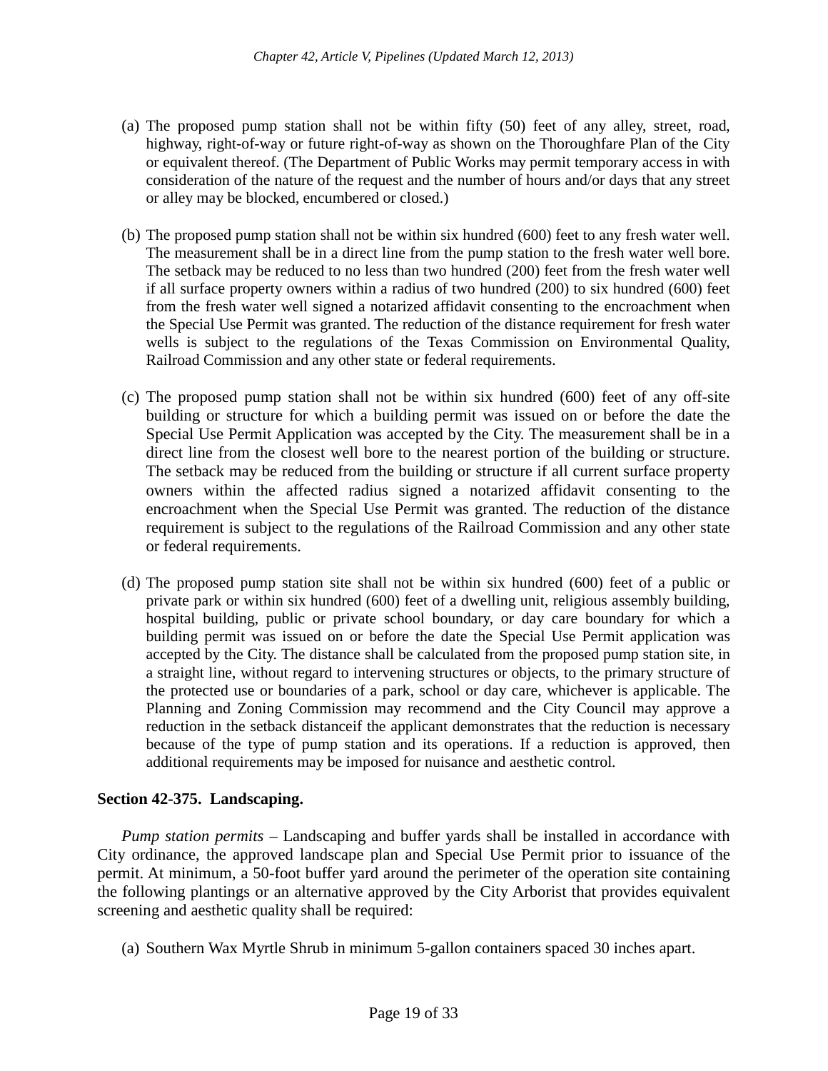(a) The proposed pump station shall not be within fifty (50) feet of any alley, street, road, highway, right-of-way or future right-of-way as shown on the Thoroughfare Plan of the City or equivalent thereof. (The Department of Public Works may permit temporary access in with consideration of the nature of the request and the number of hours and/or days that any street or alley may be blocked, encumbered or closed.)

(b) The proposed pump station shall not be within six hundred (600) feet to any fresh water well. The measurement shall be in a direct line from the pump station to the fresh water well bore. The setback may be reduced to no less than two hundred (200) feet from the fresh water well if all surface property owners within a radius of two hundred (200) to six hundred (600) feet from the fresh water well signed a notarized affidavit consenting to the encroachment when the Special Use Permit was granted. The reduction of the distance requirement for fresh water wells is subject to the regulations of the Texas Commission on Environmental Quality, Railroad Commission and any other state or federal requirements.

(c) The proposed pump station shall not be within six hundred (600) feet of any off-site building or structure for which a building permit was issued on or before the date the Special Use Permit Application was accepted by the City. The measurement shall be in a direct line from the closest well bore to the nearest portion of the building or structure. The setback may be reduced from the building or structure if all current surface property owners within the affected radius signed a notarized affidavit consenting to the encroachment when the Special Use Permit was granted. The reduction of the distance requirement is subject to the regulations of the Railroad Commission and any other state or federal requirements.

(d) The proposed pump station site shall not be within six hundred (600) feet of a public or private park or within six hundred (600) feet of a dwelling unit, religious assembly building, hospital building, public or private school boundary, or day care boundary for which a building permit was issued on or before the date the Special Use Permit application was accepted by the City. The distance shall be calculated from the proposed pump station site, in a straight line, without regard to intervening structures or objects, to the primary structure of the protected use or boundaries of a park, school or day care, whichever is applicable. The Planning and Zoning Commission may recommend and the City Council may approve a reduction in the setback distanceif the applicant demonstrates that the reduction is necessary because of the type of pump station and its operations. If a reduction is approved, then additional requirements may be imposed for nuisance and aesthetic control.

**Section 42-375. Landscaping.**

*Pump station permits* – Landscaping and buffer yards shall be installed in accordance with City ordinance, the approved landscape plan and Special Use Permit prior to issuance of the permit. At minimum, a 50-foot buffer yard around the perimeter of the operation site containing the following plantings or an alternative approved by the City Arborist that provides equivalent screening and aesthetic quality shall be required:

(a) Southern Wax Myrtle Shrub in minimum 5-gallon containers spaced 30 inches apart.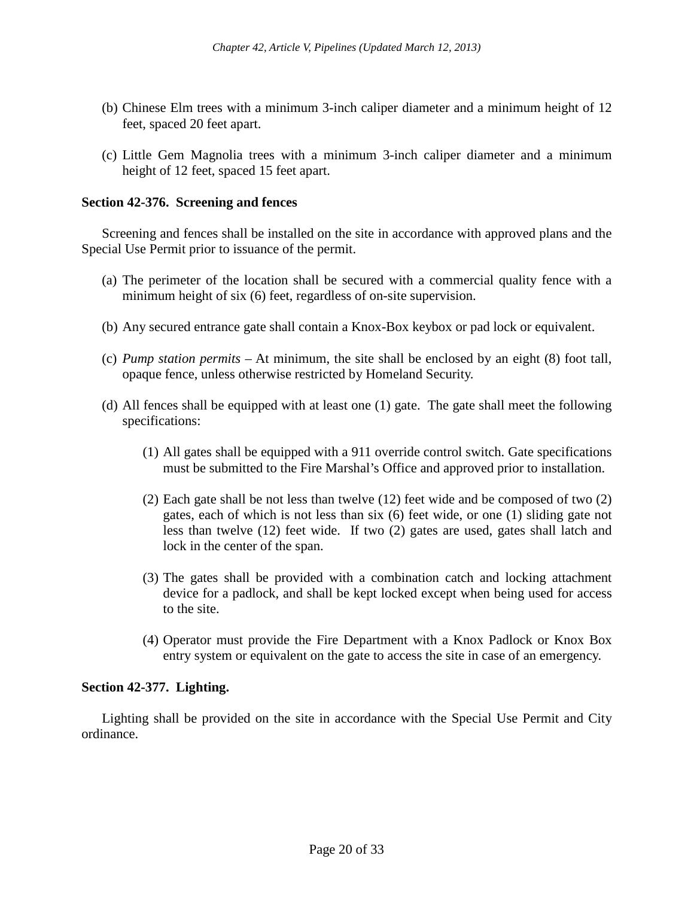(b) Chinese Elm trees with a minimum 3-inch caliper diameter and a minimum height of 12 feet, spaced 20 feet apart.

(c) Little Gem Magnolia trees with a minimum 3-inch caliper diameter and a minimum height of 12 feet, spaced 15 feet apart.

**Section 42-376. Screening and fences**

Screening and fences shall be installed on the site in accordance with approved plans and the Special Use Permit prior to issuance of the permit.

(a) The perimeter of the location shall be secured with a commercial quality fence with a minimum height of six (6) feet, regardless of on-site supervision.

(b) Any secured entrance gate shall contain a Knox-Box keybox or pad lock or equivalent.

(c) *Pump station permits* – At minimum, the site shall be enclosed by an eight (8) foot tall, opaque fence, unless otherwise restricted by Homeland Security.

(d) All fences shall be equipped with at least one (1) gate. The gate shall meet the following specifications:

   (1) All gates shall be equipped with a 911 override control switch. Gate specifications must be submitted to the Fire Marshal's Office and approved prior to installation.

   (2) Each gate shall be not less than twelve (12) feet wide and be composed of two (2) gates, each of which is not less than six (6) feet wide, or one (1) sliding gate not less than twelve (12) feet wide. If two (2) gates are used, gates shall latch and lock in the center of the span.

   (3) The gates shall be provided with a combination catch and locking attachment device for a padlock, and shall be kept locked except when being used for access to the site.

   (4) Operator must provide the Fire Department with a Knox Padlock or Knox Box entry system or equivalent on the gate to access the site in case of an emergency.

**Section 42-377. Lighting.**

Lighting shall be provided on the site in accordance with the Special Use Permit and City ordinance.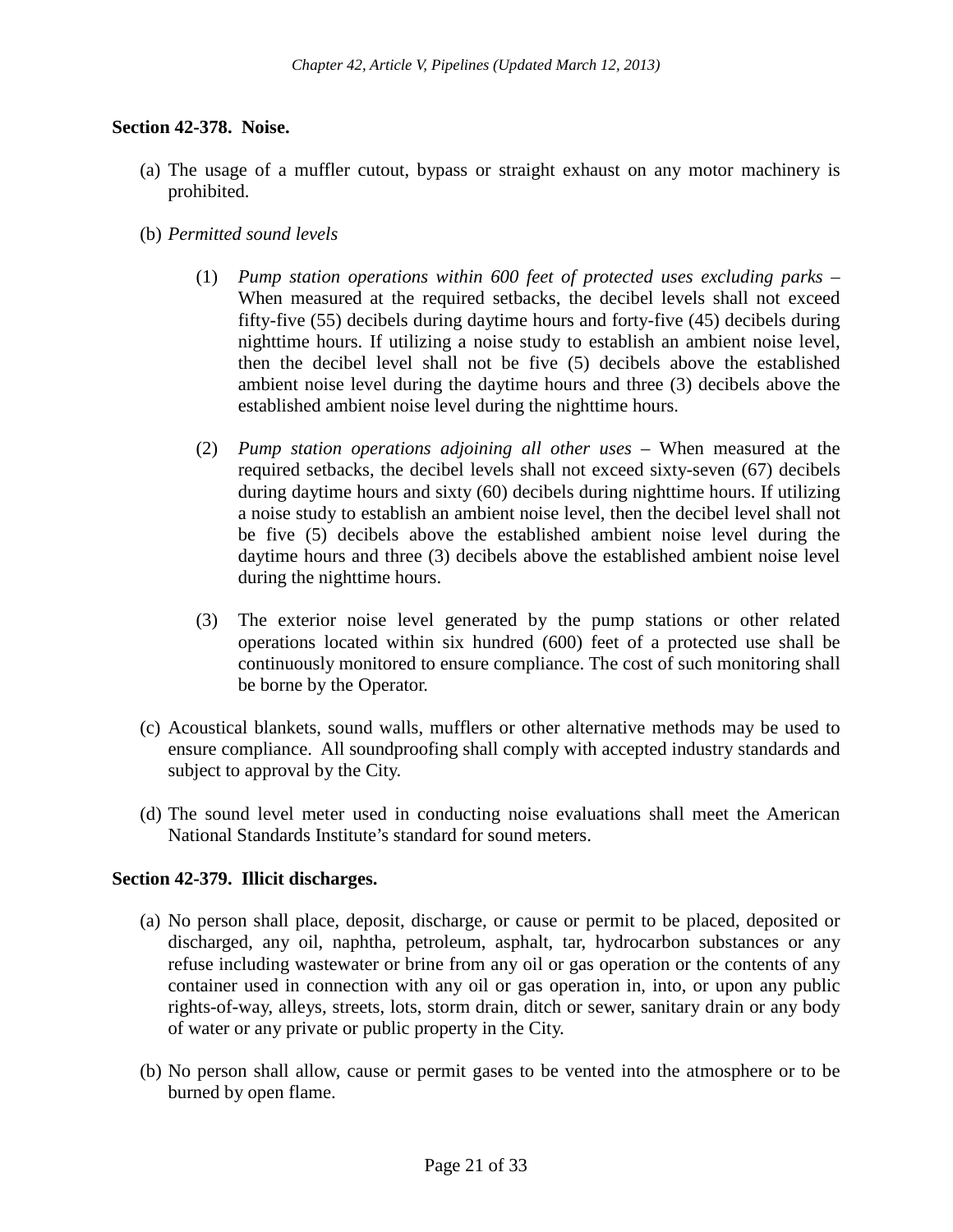**Section 42-378. Noise.**

(a) The usage of a muffler cutout, bypass or straight exhaust on any motor machinery is prohibited.

(b) *Permitted sound levels*

(1) *Pump station operations within 600 feet of protected uses excluding parks* – When measured at the required setbacks, the decibel levels shall not exceed fifty-five (55) decibels during daytime hours and forty-five (45) decibels during nighttime hours. If utilizing a noise study to establish an ambient noise level, then the decibel level shall not be five (5) decibels above the established ambient noise level during the daytime hours and three (3) decibels above the established ambient noise level during the nighttime hours.

(2) *Pump station operations adjoining all other uses* – When measured at the required setbacks, the decibel levels shall not exceed sixty-seven (67) decibels during daytime hours and sixty (60) decibels during nighttime hours. If utilizing a noise study to establish an ambient noise level, then the decibel level shall not be five (5) decibels above the established ambient noise level during the daytime hours and three (3) decibels above the established ambient noise level during the nighttime hours.

(3) The exterior noise level generated by the pump stations or other related operations located within six hundred (600) feet of a protected use shall be continuously monitored to ensure compliance. The cost of such monitoring shall be borne by the Operator.

(c) Acoustical blankets, sound walls, mufflers or other alternative methods may be used to ensure compliance. All soundproofing shall comply with accepted industry standards and subject to approval by the City.

(d) The sound level meter used in conducting noise evaluations shall meet the American National Standards Institute's standard for sound meters.

**Section 42-379. Illicit discharges.**

(a) No person shall place, deposit, discharge, or cause or permit to be placed, deposited or discharged, any oil, naphtha, petroleum, asphalt, tar, hydrocarbon substances or any refuse including wastewater or brine from any oil or gas operation or the contents of any container used in connection with any oil or gas operation in, into, or upon any public rights-of-way, alleys, streets, lots, storm drain, ditch or sewer, sanitary drain or any body of water or any private or public property in the City.

(b) No person shall allow, cause or permit gases to be vented into the atmosphere or to be burned by open flame.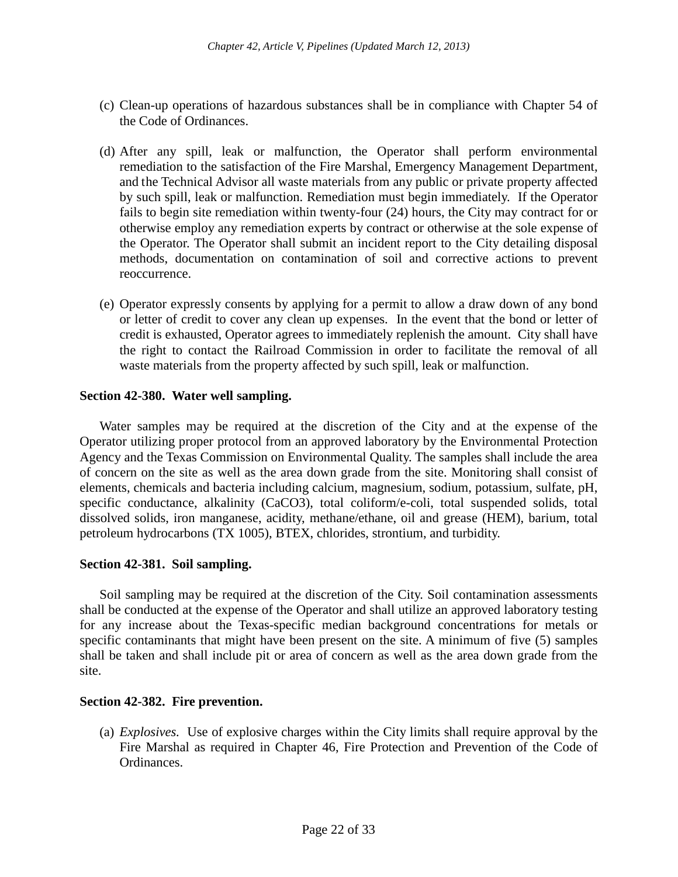(c) Clean-up operations of hazardous substances shall be in compliance with Chapter 54 of the Code of Ordinances.

(d) After any spill, leak or malfunction, the Operator shall perform environmental remediation to the satisfaction of the Fire Marshal, Emergency Management Department, and the Technical Advisor all waste materials from any public or private property affected by such spill, leak or malfunction. Remediation must begin immediately. If the Operator fails to begin site remediation within twenty-four (24) hours, the City may contract for or otherwise employ any remediation experts by contract or otherwise at the sole expense of the Operator. The Operator shall submit an incident report to the City detailing disposal methods, documentation on contamination of soil and corrective actions to prevent reoccurrence.

(e) Operator expressly consents by applying for a permit to allow a draw down of any bond or letter of credit to cover any clean up expenses. In the event that the bond or letter of credit is exhausted, Operator agrees to immediately replenish the amount. City shall have the right to contact the Railroad Commission in order to facilitate the removal of all waste materials from the property affected by such spill, leak or malfunction.

**Section 42-380. Water well sampling.**

Water samples may be required at the discretion of the City and at the expense of the Operator utilizing proper protocol from an approved laboratory by the Environmental Protection Agency and the Texas Commission on Environmental Quality. The samples shall include the area of concern on the site as well as the area down grade from the site. Monitoring shall consist of elements, chemicals and bacteria including calcium, magnesium, sodium, potassium, sulfate, pH, specific conductance, alkalinity ($CaCO_3$), total coliform/e-coli, total suspended solids, total dissolved solids, iron manganese, acidity, methane/ethane, oil and grease (HEM), barium, total petroleum hydrocarbons (TX 1005), BTEX, chlorides, strontium, and turbidity.

**Section 42-381. Soil sampling.**

Soil sampling may be required at the discretion of the City. Soil contamination assessments shall be conducted at the expense of the Operator and shall utilize an approved laboratory testing for any increase about the Texas-specific median background concentrations for metals or specific contaminants that might have been present on the site. A minimum of five (5) samples shall be taken and shall include pit or area of concern as well as the area down grade from the site.

**Section 42-382. Fire prevention.**

(a) *Explosives.* Use of explosive charges within the City limits shall require approval by the Fire Marshal as required in Chapter 46, Fire Protection and Prevention of the Code of Ordinances.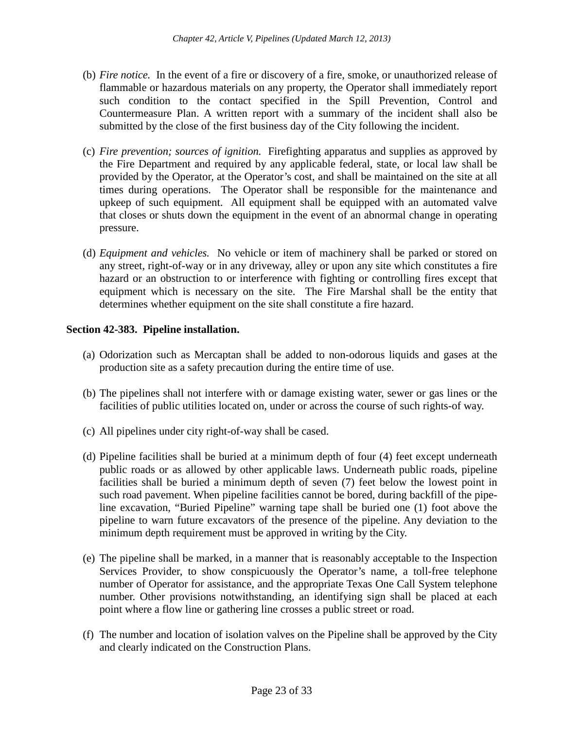(b) *Fire notice.* In the event of a fire or discovery of a fire, smoke, or unauthorized release of flammable or hazardous materials on any property, the Operator shall immediately report such condition to the contact specified in the Spill Prevention, Control and Countermeasure Plan. A written report with a summary of the incident shall also be submitted by the close of the first business day of the City following the incident.

(c) *Fire prevention; sources of ignition.* Firefighting apparatus and supplies as approved by the Fire Department and required by any applicable federal, state, or local law shall be provided by the Operator, at the Operator's cost, and shall be maintained on the site at all times during operations. The Operator shall be responsible for the maintenance and upkeep of such equipment. All equipment shall be equipped with an automated valve that closes or shuts down the equipment in the event of an abnormal change in operating pressure.

(d) *Equipment and vehicles.* No vehicle or item of machinery shall be parked or stored on any street, right-of-way or in any driveway, alley or upon any site which constitutes a fire hazard or an obstruction to or interference with fighting or controlling fires except that equipment which is necessary on the site. The Fire Marshal shall be the entity that determines whether equipment on the site shall constitute a fire hazard.

**Section 42-383. Pipeline installation.**

(a) Odorization such as Mercaptan shall be added to non-odorous liquids and gases at the production site as a safety precaution during the entire time of use.

(b) The pipelines shall not interfere with or damage existing water, sewer or gas lines or the facilities of public utilities located on, under or across the course of such rights-of way.

(c) All pipelines under city right-of-way shall be cased.

(d) Pipeline facilities shall be buried at a minimum depth of four (4) feet except underneath public roads or as allowed by other applicable laws. Underneath public roads, pipeline facilities shall be buried a minimum depth of seven (7) feet below the lowest point in such road pavement. When pipeline facilities cannot be bored, during backfill of the pipeline excavation, "Buried Pipeline" warning tape shall be buried one (1) foot above the pipeline to warn future excavators of the presence of the pipeline. Any deviation to the minimum depth requirement must be approved in writing by the City.

(e) The pipeline shall be marked, in a manner that is reasonably acceptable to the Inspection Services Provider, to show conspicuously the Operator's name, a toll-free telephone number of Operator for assistance, and the appropriate Texas One Call System telephone number. Other provisions notwithstanding, an identifying sign shall be placed at each point where a flow line or gathering line crosses a public street or road.

(f) The number and location of isolation valves on the Pipeline shall be approved by the City and clearly indicated on the Construction Plans.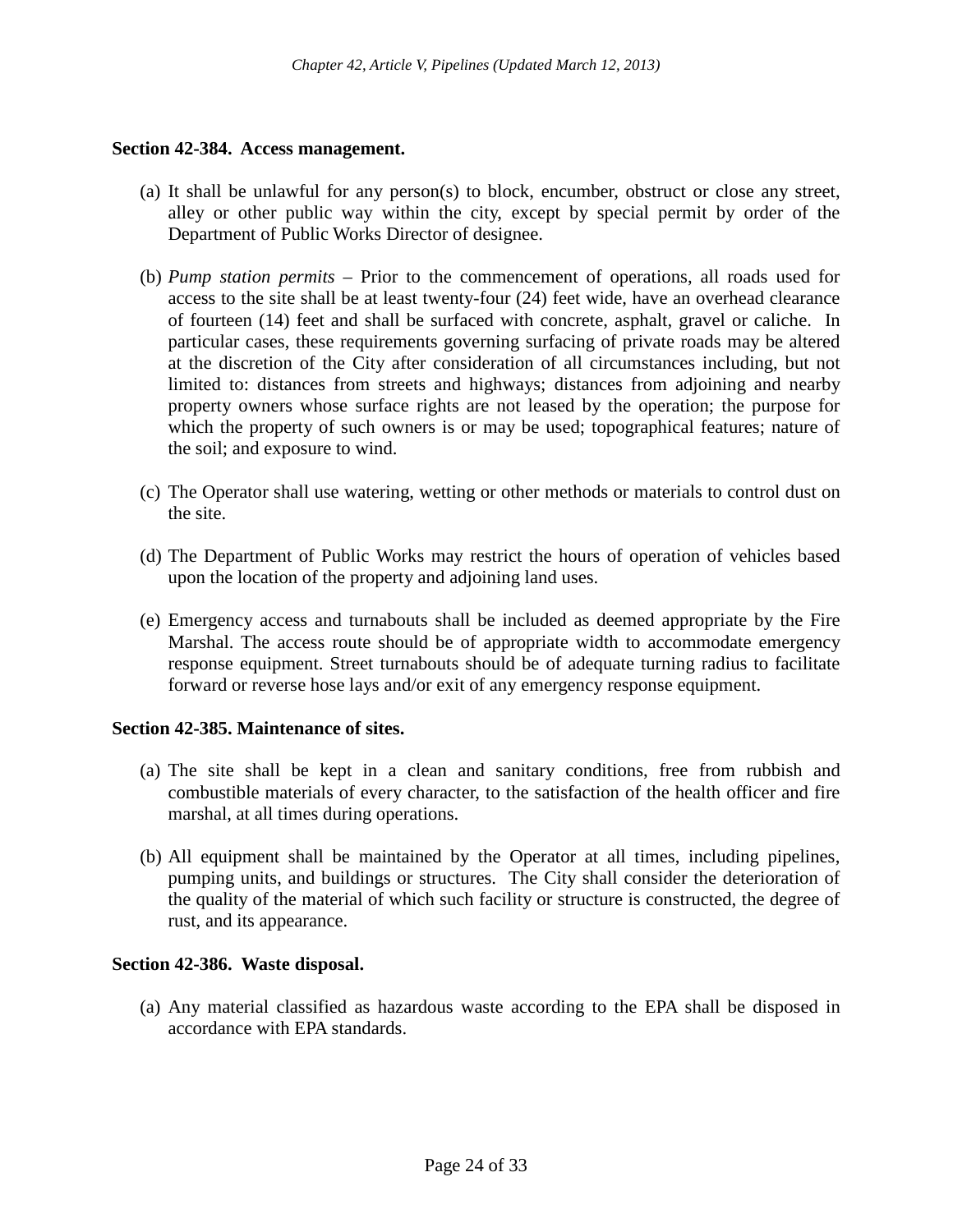**Section 42-384. Access management.**

(a) It shall be unlawful for any person(s) to block, encumber, obstruct or close any street, alley or other public way within the city, except by special permit by order of the Department of Public Works Director of designee.

(b) *Pump station permits* – Prior to the commencement of operations, all roads used for access to the site shall be at least twenty-four (24) feet wide, have an overhead clearance of fourteen (14) feet and shall be surfaced with concrete, asphalt, gravel or caliche. In particular cases, these requirements governing surfacing of private roads may be altered at the discretion of the City after consideration of all circumstances including, but not limited to: distances from streets and highways; distances from adjoining and nearby property owners whose surface rights are not leased by the operation; the purpose for which the property of such owners is or may be used; topographical features; nature of the soil; and exposure to wind.

(c) The Operator shall use watering, wetting or other methods or materials to control dust on the site.

(d) The Department of Public Works may restrict the hours of operation of vehicles based upon the location of the property and adjoining land uses.

(e) Emergency access and turnabouts shall be included as deemed appropriate by the Fire Marshal. The access route should be of appropriate width to accommodate emergency response equipment. Street turnabouts should be of adequate turning radius to facilitate forward or reverse hose lays and/or exit of any emergency response equipment.

**Section 42-385. Maintenance of sites.**

(a) The site shall be kept in a clean and sanitary conditions, free from rubbish and combustible materials of every character, to the satisfaction of the health officer and fire marshal, at all times during operations.

(b) All equipment shall be maintained by the Operator at all times, including pipelines, pumping units, and buildings or structures. The City shall consider the deterioration of the quality of the material of which such facility or structure is constructed, the degree of rust, and its appearance.

**Section 42-386. Waste disposal.**

(a) Any material classified as hazardous waste according to the EPA shall be disposed in accordance with EPA standards.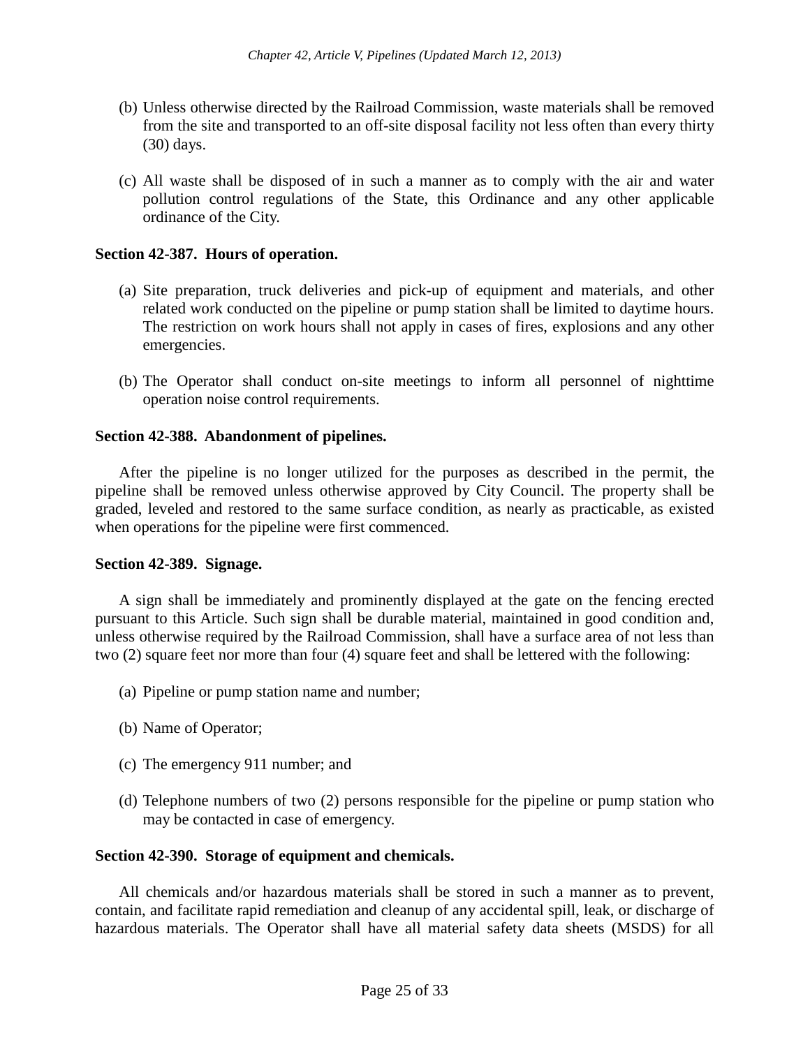(b) Unless otherwise directed by the Railroad Commission, waste materials shall be removed from the site and transported to an off-site disposal facility not less often than every thirty (30) days.

(c) All waste shall be disposed of in such a manner as to comply with the air and water pollution control regulations of the State, this Ordinance and any other applicable ordinance of the City.

**Section 42-387. Hours of operation.**

(a) Site preparation, truck deliveries and pick-up of equipment and materials, and other related work conducted on the pipeline or pump station shall be limited to daytime hours. The restriction on work hours shall not apply in cases of fires, explosions and any other emergencies.

(b) The Operator shall conduct on-site meetings to inform all personnel of nighttime operation noise control requirements.

**Section 42-388. Abandonment of pipelines.**

After the pipeline is no longer utilized for the purposes as described in the permit, the pipeline shall be removed unless otherwise approved by City Council. The property shall be graded, leveled and restored to the same surface condition, as nearly as practicable, as existed when operations for the pipeline were first commenced.

**Section 42-389. Signage.**

A sign shall be immediately and prominently displayed at the gate on the fencing erected pursuant to this Article. Such sign shall be durable material, maintained in good condition and, unless otherwise required by the Railroad Commission, shall have a surface area of not less than two (2) square feet nor more than four (4) square feet and shall be lettered with the following:

(a) Pipeline or pump station name and number;

(b) Name of Operator;

(c) The emergency 911 number; and

(d) Telephone numbers of two (2) persons responsible for the pipeline or pump station who may be contacted in case of emergency.

**Section 42-390. Storage of equipment and chemicals.**

All chemicals and/or hazardous materials shall be stored in such a manner as to prevent, contain, and facilitate rapid remediation and cleanup of any accidental spill, leak, or discharge of hazardous materials. The Operator shall have all material safety data sheets (MSDS) for all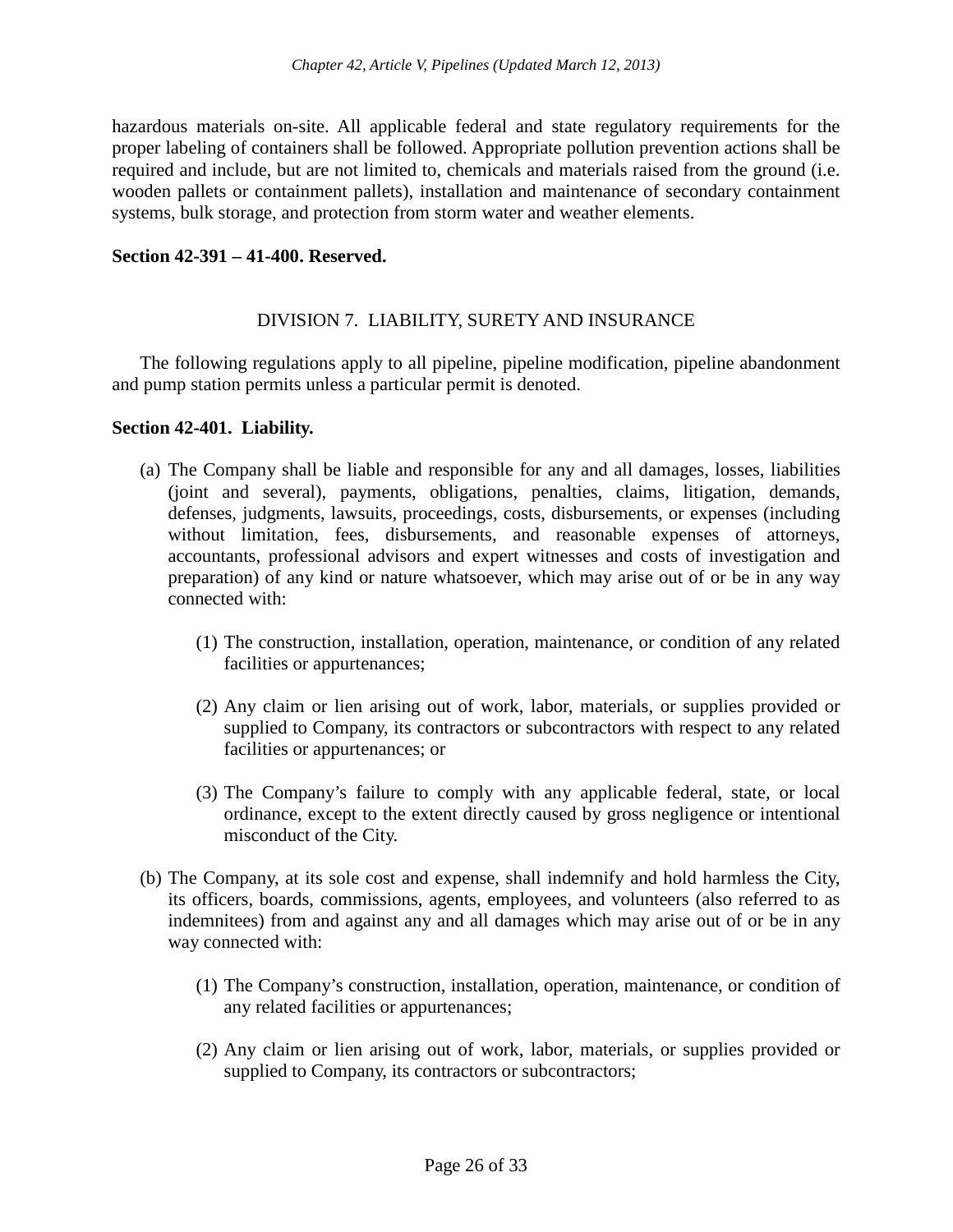hazardous materials on-site. All applicable federal and state regulatory requirements for the proper labeling of containers shall be followed. Appropriate pollution prevention actions shall be required and include, but are not limited to, chemicals and materials raised from the ground (i.e. wooden pallets or containment pallets), installation and maintenance of secondary containment systems, bulk storage, and protection from storm water and weather elements.

**Section 42-391 – 41-400. Reserved.**

## DIVISION 7. LIABILITY, SURETY AND INSURANCE

The following regulations apply to all pipeline, pipeline modification, pipeline abandonment and pump station permits unless a particular permit is denoted.

**Section 42-401. Liability.**

(a) The Company shall be liable and responsible for any and all damages, losses, liabilities (joint and several), payments, obligations, penalties, claims, litigation, demands, defenses, judgments, lawsuits, proceedings, costs, disbursements, or expenses (including without limitation, fees, disbursements, and reasonable expenses of attorneys, accountants, professional advisors and expert witnesses and costs of investigation and preparation) of any kind or nature whatsoever, which may arise out of or be in any way connected with:

   (1) The construction, installation, operation, maintenance, or condition of any related facilities or appurtenances;

   (2) Any claim or lien arising out of work, labor, materials, or supplies provided or supplied to Company, its contractors or subcontractors with respect to any related facilities or appurtenances; or

   (3) The Company's failure to comply with any applicable federal, state, or local ordinance, except to the extent directly caused by gross negligence or intentional misconduct of the City.

(b) The Company, at its sole cost and expense, shall indemnify and hold harmless the City, its officers, boards, commissions, agents, employees, and volunteers (also referred to as indemnitees) from and against any and all damages which may arise out of or be in any way connected with:

   (1) The Company's construction, installation, operation, maintenance, or condition of any related facilities or appurtenances;

   (2) Any claim or lien arising out of work, labor, materials, or supplies provided or supplied to Company, its contractors or subcontractors;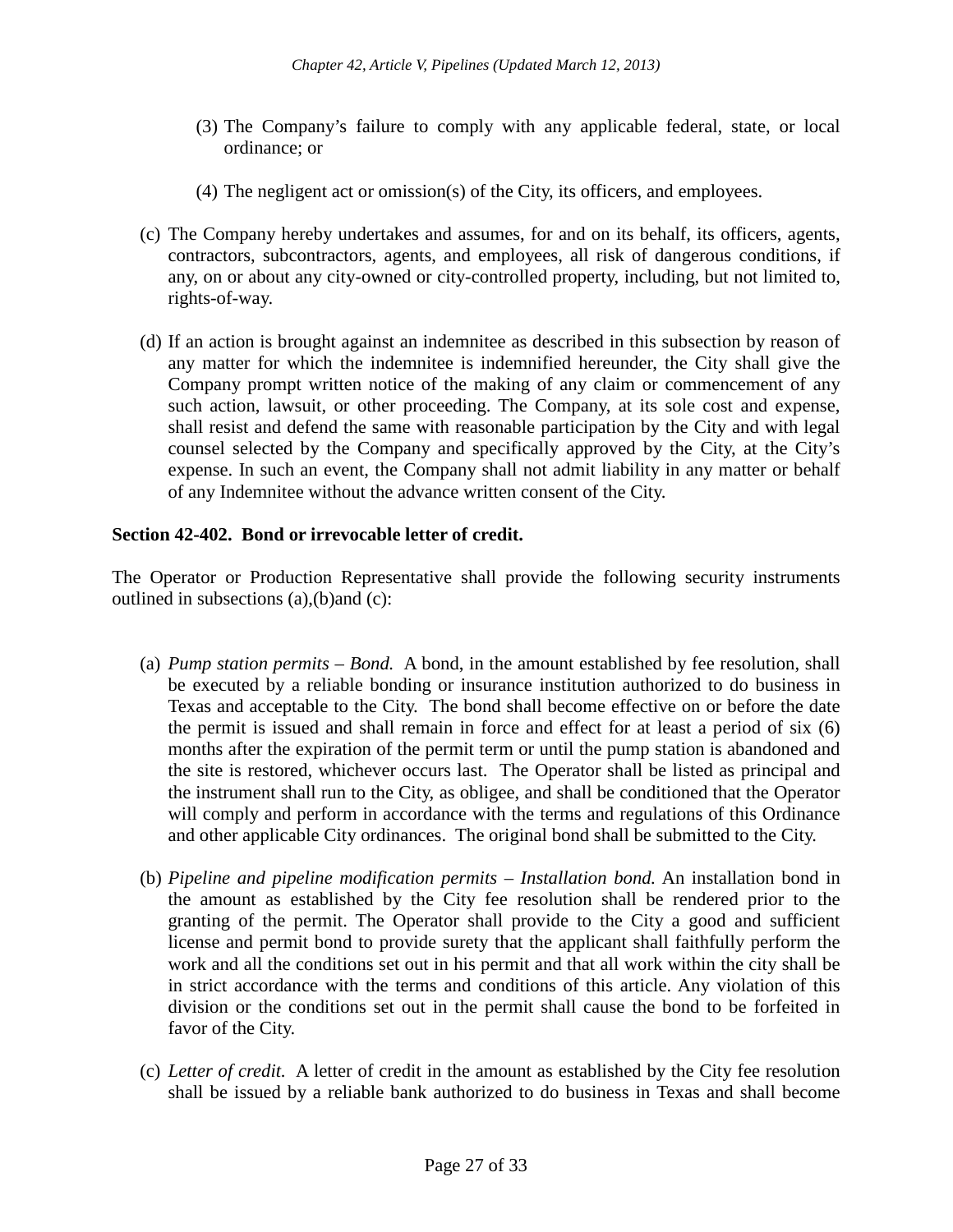(3) The Company's failure to comply with any applicable federal, state, or local ordinance; or

(4) The negligent act or omission(s) of the City, its officers, and employees.

(c) The Company hereby undertakes and assumes, for and on its behalf, its officers, agents, contractors, subcontractors, agents, and employees, all risk of dangerous conditions, if any, on or about any city-owned or city-controlled property, including, but not limited to, rights-of-way.

(d) If an action is brought against an indemnitee as described in this subsection by reason of any matter for which the indemnitee is indemnified hereunder, the City shall give the Company prompt written notice of the making of any claim or commencement of any such action, lawsuit, or other proceeding. The Company, at its sole cost and expense, shall resist and defend the same with reasonable participation by the City and with legal counsel selected by the Company and specifically approved by the City, at the City's expense. In such an event, the Company shall not admit liability in any matter or behalf of any Indemnitee without the advance written consent of the City.

**Section 42-402. Bond or irrevocable letter of credit.**

The Operator or Production Representative shall provide the following security instruments outlined in subsections (a),(b)and (c):

(a) *Pump station permits – Bond.* A bond, in the amount established by fee resolution, shall be executed by a reliable bonding or insurance institution authorized to do business in Texas and acceptable to the City. The bond shall become effective on or before the date the permit is issued and shall remain in force and effect for at least a period of six (6) months after the expiration of the permit term or until the pump station is abandoned and the site is restored, whichever occurs last. The Operator shall be listed as principal and the instrument shall run to the City, as obligee, and shall be conditioned that the Operator will comply and perform in accordance with the terms and regulations of this Ordinance and other applicable City ordinances. The original bond shall be submitted to the City.

(b) *Pipeline and pipeline modification permits – Installation bond.* An installation bond in the amount as established by the City fee resolution shall be rendered prior to the granting of the permit. The Operator shall provide to the City a good and sufficient license and permit bond to provide surety that the applicant shall faithfully perform the work and all the conditions set out in his permit and that all work within the city shall be in strict accordance with the terms and conditions of this article. Any violation of this division or the conditions set out in the permit shall cause the bond to be forfeited in favor of the City.

(c) *Letter of credit.* A letter of credit in the amount as established by the City fee resolution shall be issued by a reliable bank authorized to do business in Texas and shall become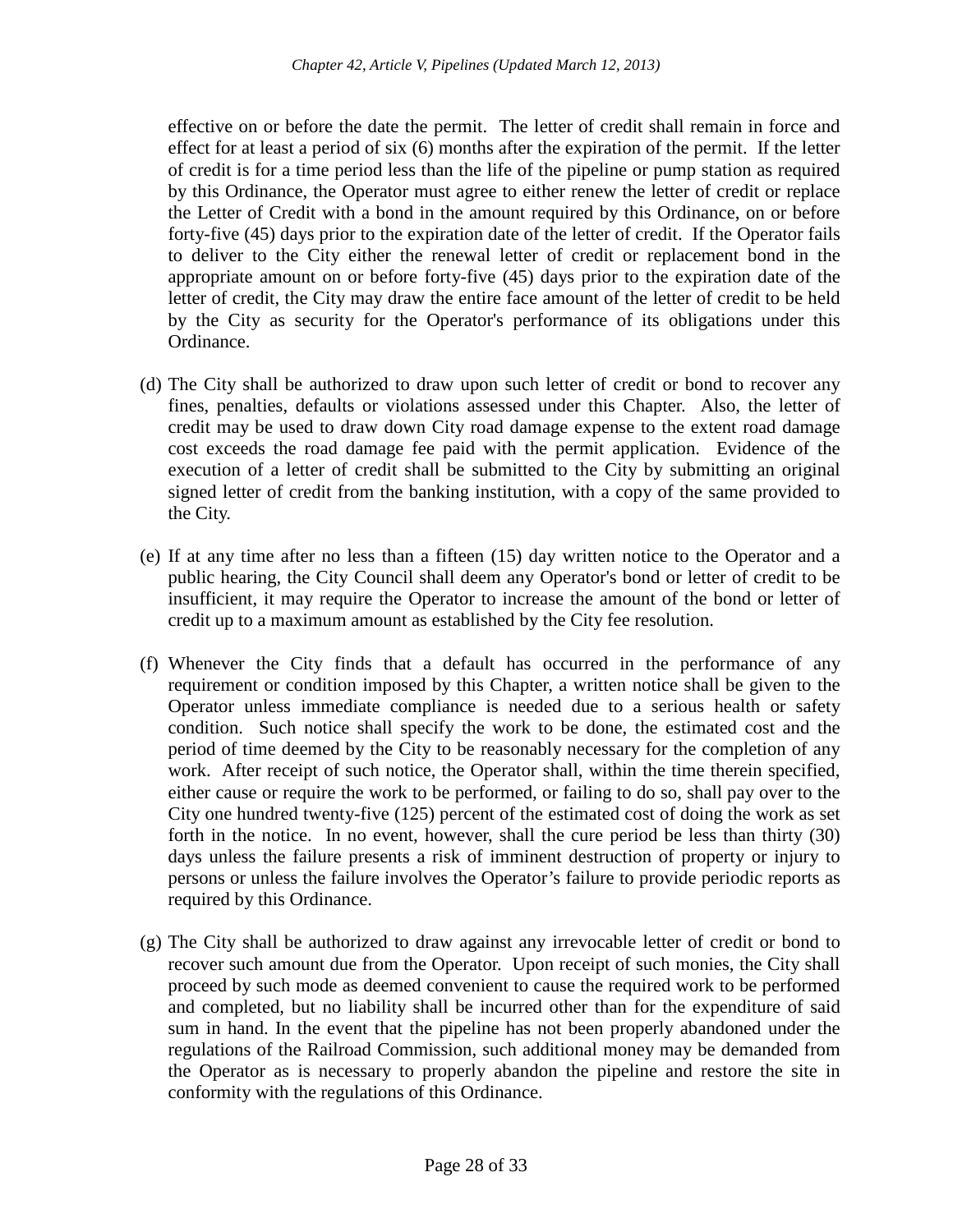effective on or before the date the permit. The letter of credit shall remain in force and effect for at least a period of six (6) months after the expiration of the permit. If the letter of credit is for a time period less than the life of the pipeline or pump station as required by this Ordinance, the Operator must agree to either renew the letter of credit or replace the Letter of Credit with a bond in the amount required by this Ordinance, on or before forty-five (45) days prior to the expiration date of the letter of credit. If the Operator fails to deliver to the City either the renewal letter of credit or replacement bond in the appropriate amount on or before forty-five (45) days prior to the expiration date of the letter of credit, the City may draw the entire face amount of the letter of credit to be held by the City as security for the Operator's performance of its obligations under this Ordinance.

(d) The City shall be authorized to draw upon such letter of credit or bond to recover any fines, penalties, defaults or violations assessed under this Chapter. Also, the letter of credit may be used to draw down City road damage expense to the extent road damage cost exceeds the road damage fee paid with the permit application. Evidence of the execution of a letter of credit shall be submitted to the City by submitting an original signed letter of credit from the banking institution, with a copy of the same provided to the City.

(e) If at any time after no less than a fifteen (15) day written notice to the Operator and a public hearing, the City Council shall deem any Operator's bond or letter of credit to be insufficient, it may require the Operator to increase the amount of the bond or letter of credit up to a maximum amount as established by the City fee resolution.

(f) Whenever the City finds that a default has occurred in the performance of any requirement or condition imposed by this Chapter, a written notice shall be given to the Operator unless immediate compliance is needed due to a serious health or safety condition. Such notice shall specify the work to be done, the estimated cost and the period of time deemed by the City to be reasonably necessary for the completion of any work. After receipt of such notice, the Operator shall, within the time therein specified, either cause or require the work to be performed, or failing to do so, shall pay over to the City one hundred twenty-five (125) percent of the estimated cost of doing the work as set forth in the notice. In no event, however, shall the cure period be less than thirty (30) days unless the failure presents a risk of imminent destruction of property or injury to persons or unless the failure involves the Operator's failure to provide periodic reports as required by this Ordinance.

(g) The City shall be authorized to draw against any irrevocable letter of credit or bond to recover such amount due from the Operator. Upon receipt of such monies, the City shall proceed by such mode as deemed convenient to cause the required work to be performed and completed, but no liability shall be incurred other than for the expenditure of said sum in hand. In the event that the pipeline has not been properly abandoned under the regulations of the Railroad Commission, such additional money may be demanded from the Operator as is necessary to properly abandon the pipeline and restore the site in conformity with the regulations of this Ordinance.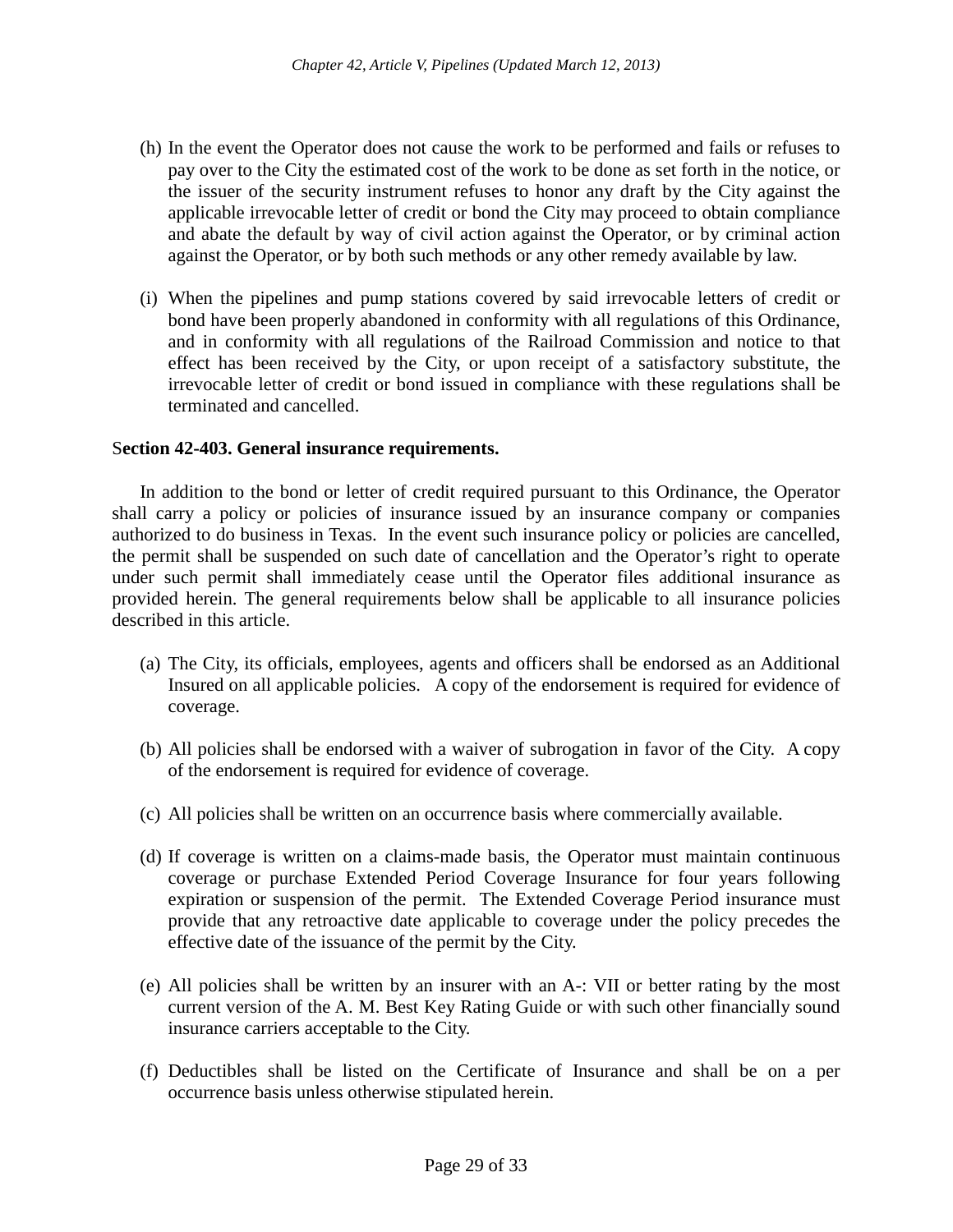(h) In the event the Operator does not cause the work to be performed and fails or refuses to pay over to the City the estimated cost of the work to be done as set forth in the notice, or the issuer of the security instrument refuses to honor any draft by the City against the applicable irrevocable letter of credit or bond the City may proceed to obtain compliance and abate the default by way of civil action against the Operator, or by criminal action against the Operator, or by both such methods or any other remedy available by law.

(i) When the pipelines and pump stations covered by said irrevocable letters of credit or bond have been properly abandoned in conformity with all regulations of this Ordinance, and in conformity with all regulations of the Railroad Commission and notice to that effect has been received by the City, or upon receipt of a satisfactory substitute, the irrevocable letter of credit or bond issued in compliance with these regulations shall be terminated and cancelled.

### Section 42-403. General insurance requirements.

In addition to the bond or letter of credit required pursuant to this Ordinance, the Operator shall carry a policy or policies of insurance issued by an insurance company or companies authorized to do business in Texas. In the event such insurance policy or policies are cancelled, the permit shall be suspended on such date of cancellation and the Operator's right to operate under such permit shall immediately cease until the Operator files additional insurance as provided herein. The general requirements below shall be applicable to all insurance policies described in this article.

(a) The City, its officials, employees, agents and officers shall be endorsed as an Additional Insured on all applicable policies. A copy of the endorsement is required for evidence of coverage.

(b) All policies shall be endorsed with a waiver of subrogation in favor of the City. A copy of the endorsement is required for evidence of coverage.

(c) All policies shall be written on an occurrence basis where commercially available.

(d) If coverage is written on a claims-made basis, the Operator must maintain continuous coverage or purchase Extended Period Coverage Insurance for four years following expiration or suspension of the permit. The Extended Coverage Period insurance must provide that any retroactive date applicable to coverage under the policy precedes the effective date of the issuance of the permit by the City.

(e) All policies shall be written by an insurer with an A-: VII or better rating by the most current version of the A. M. Best Key Rating Guide or with such other financially sound insurance carriers acceptable to the City.

(f) Deductibles shall be listed on the Certificate of Insurance and shall be on a per occurrence basis unless otherwise stipulated herein.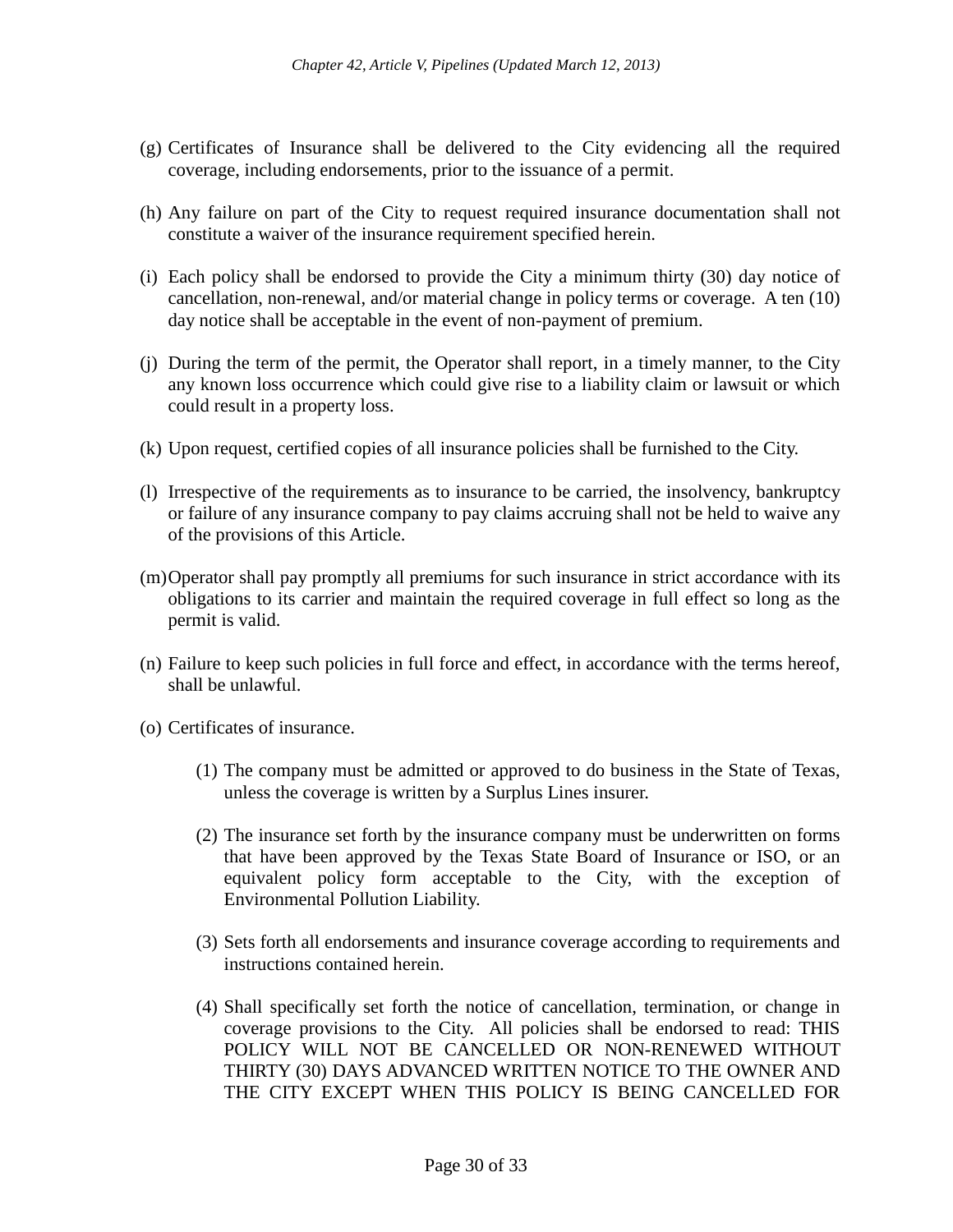(g) Certificates of Insurance shall be delivered to the City evidencing all the required coverage, including endorsements, prior to the issuance of a permit.

(h) Any failure on part of the City to request required insurance documentation shall not constitute a waiver of the insurance requirement specified herein.

(i) Each policy shall be endorsed to provide the City a minimum thirty (30) day notice of cancellation, non-renewal, and/or material change in policy terms or coverage. A ten (10) day notice shall be acceptable in the event of non-payment of premium.

(j) During the term of the permit, the Operator shall report, in a timely manner, to the City any known loss occurrence which could give rise to a liability claim or lawsuit or which could result in a property loss.

(k) Upon request, certified copies of all insurance policies shall be furnished to the City.

(l) Irrespective of the requirements as to insurance to be carried, the insolvency, bankruptcy or failure of any insurance company to pay claims accruing shall not be held to waive any of the provisions of this Article.

(m) Operator shall pay promptly all premiums for such insurance in strict accordance with its obligations to its carrier and maintain the required coverage in full effect so long as the permit is valid.

(n) Failure to keep such policies in full force and effect, in accordance with the terms hereof, shall be unlawful.

(o) Certificates of insurance.

   (1) The company must be admitted or approved to do business in the State of Texas, unless the coverage is written by a Surplus Lines insurer.

   (2) The insurance set forth by the insurance company must be underwritten on forms that have been approved by the Texas State Board of Insurance or ISO, or an equivalent policy form acceptable to the City, with the exception of Environmental Pollution Liability.

   (3) Sets forth all endorsements and insurance coverage according to requirements and instructions contained herein.

   (4) Shall specifically set forth the notice of cancellation, termination, or change in coverage provisions to the City. All policies shall be endorsed to read: THIS POLICY WILL NOT BE CANCELLED OR NON-RENEWED WITHOUT THIRTY (30) DAYS ADVANCED WRITTEN NOTICE TO THE OWNER AND THE CITY EXCEPT WHEN THIS POLICY IS BEING CANCELLED FOR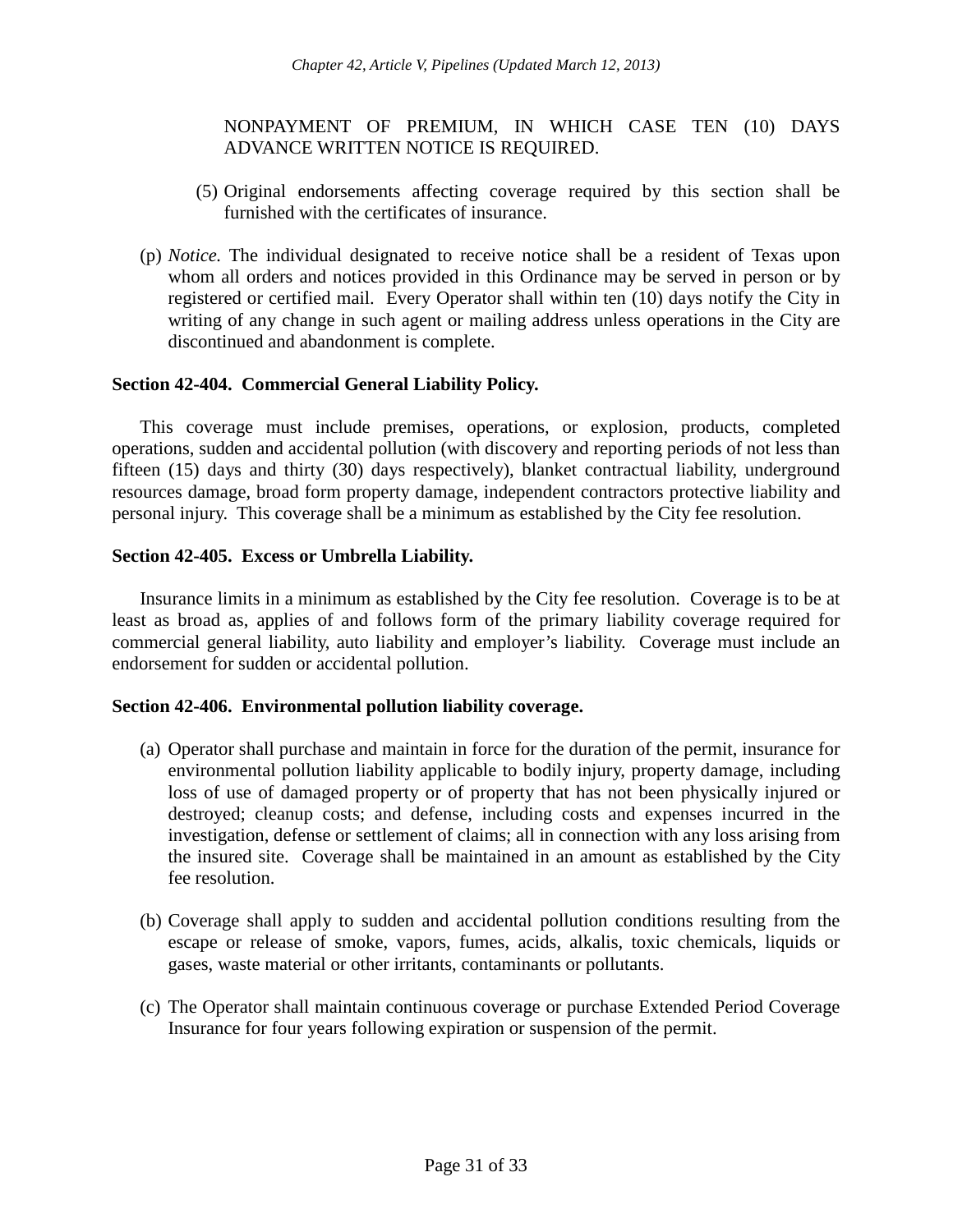NONPAYMENT OF PREMIUM, IN WHICH CASE TEN (10) DAYS ADVANCE WRITTEN NOTICE IS REQUIRED.

(5) Original endorsements affecting coverage required by this section shall be furnished with the certificates of insurance.

(p) *Notice.* The individual designated to receive notice shall be a resident of Texas upon whom all orders and notices provided in this Ordinance may be served in person or by registered or certified mail. Every Operator shall within ten (10) days notify the City in writing of any change in such agent or mailing address unless operations in the City are discontinued and abandonment is complete.

**Section 42-404. Commercial General Liability Policy.**

This coverage must include premises, operations, or explosion, products, completed operations, sudden and accidental pollution (with discovery and reporting periods of not less than fifteen (15) days and thirty (30) days respectively), blanket contractual liability, underground resources damage, broad form property damage, independent contractors protective liability and personal injury. This coverage shall be a minimum as established by the City fee resolution.

**Section 42-405. Excess or Umbrella Liability.**

Insurance limits in a minimum as established by the City fee resolution. Coverage is to be at least as broad as, applies of and follows form of the primary liability coverage required for commercial general liability, auto liability and employer's liability. Coverage must include an endorsement for sudden or accidental pollution.

**Section 42-406. Environmental pollution liability coverage.**

(a) Operator shall purchase and maintain in force for the duration of the permit, insurance for environmental pollution liability applicable to bodily injury, property damage, including loss of use of damaged property or of property that has not been physically injured or destroyed; cleanup costs; and defense, including costs and expenses incurred in the investigation, defense or settlement of claims; all in connection with any loss arising from the insured site. Coverage shall be maintained in an amount as established by the City fee resolution.

(b) Coverage shall apply to sudden and accidental pollution conditions resulting from the escape or release of smoke, vapors, fumes, acids, alkalis, toxic chemicals, liquids or gases, waste material or other irritants, contaminants or pollutants.

(c) The Operator shall maintain continuous coverage or purchase Extended Period Coverage Insurance for four years following expiration or suspension of the permit.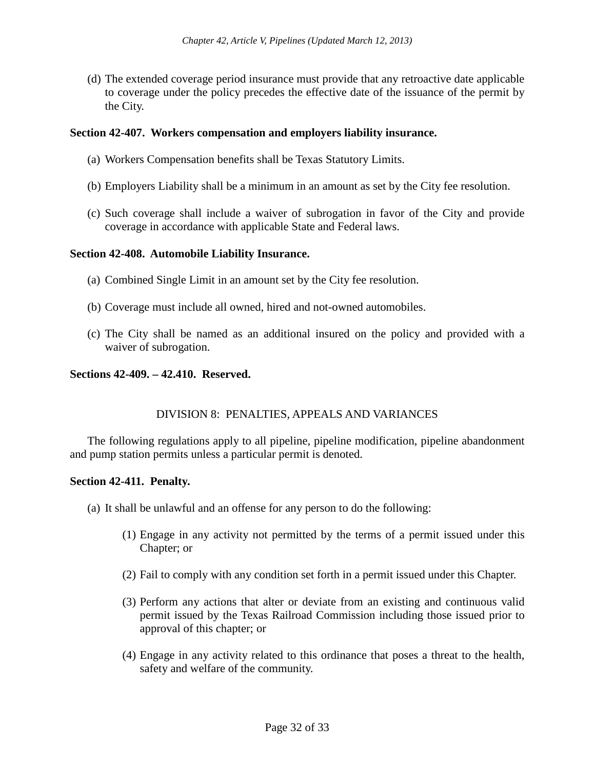(d) The extended coverage period insurance must provide that any retroactive date applicable to coverage under the policy precedes the effective date of the issuance of the permit by the City.

**Section 42-407. Workers compensation and employers liability insurance.**

(a) Workers Compensation benefits shall be Texas Statutory Limits.

(b) Employers Liability shall be a minimum in an amount as set by the City fee resolution.

(c) Such coverage shall include a waiver of subrogation in favor of the City and provide coverage in accordance with applicable State and Federal laws.

**Section 42-408. Automobile Liability Insurance.**

(a) Combined Single Limit in an amount set by the City fee resolution.

(b) Coverage must include all owned, hired and not-owned automobiles.

(c) The City shall be named as an additional insured on the policy and provided with a waiver of subrogation.

**Sections 42-409. – 42.410. Reserved.**

## DIVISION 8: PENALTIES, APPEALS AND VARIANCES

The following regulations apply to all pipeline, pipeline modification, pipeline abandonment and pump station permits unless a particular permit is denoted.

**Section 42-411. Penalty.**

(a) It shall be unlawful and an offense for any person to do the following:

(1) Engage in any activity not permitted by the terms of a permit issued under this Chapter; or

(2) Fail to comply with any condition set forth in a permit issued under this Chapter.

(3) Perform any actions that alter or deviate from an existing and continuous valid permit issued by the Texas Railroad Commission including those issued prior to approval of this chapter; or

(4) Engage in any activity related to this ordinance that poses a threat to the health, safety and welfare of the community.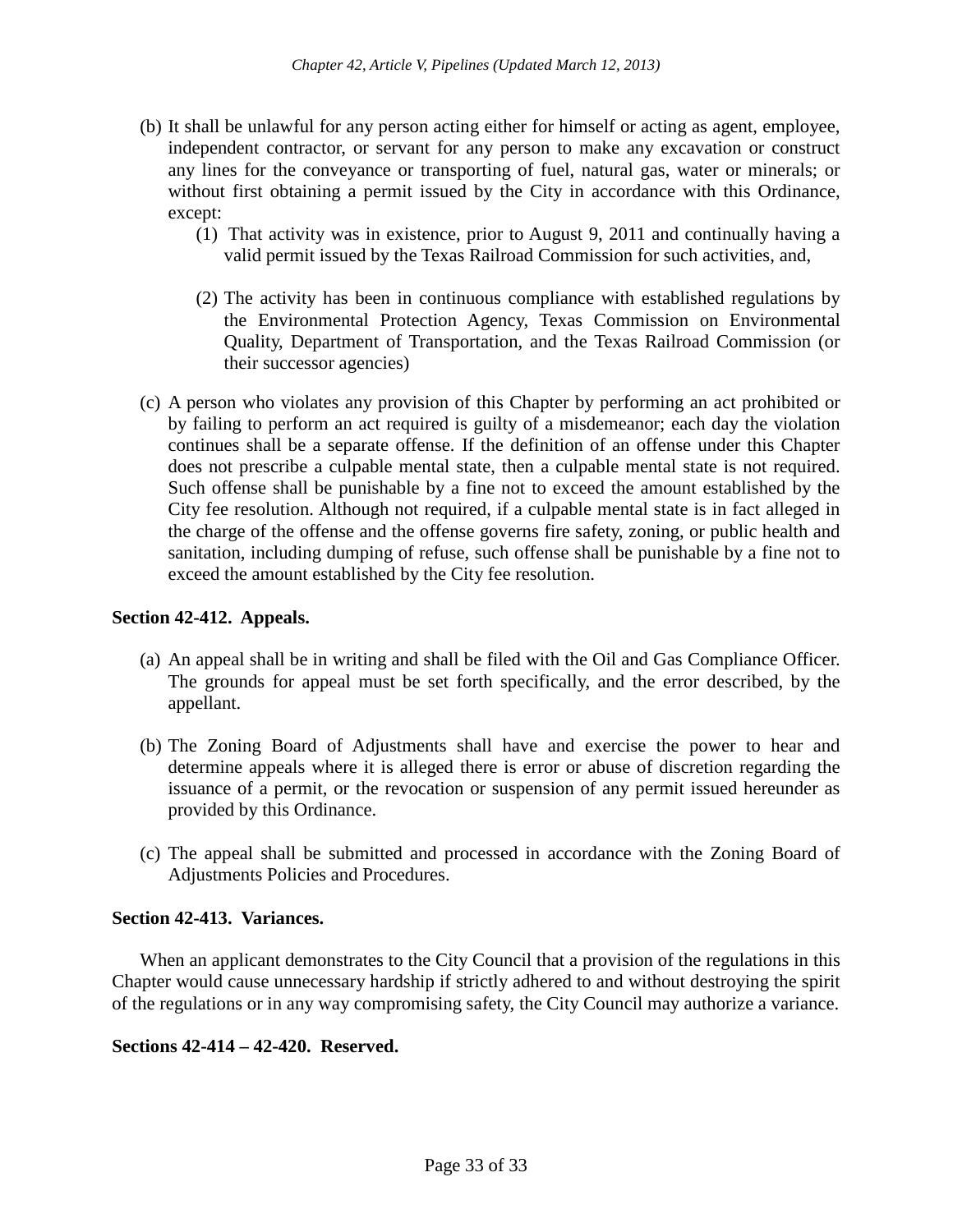(b) It shall be unlawful for any person acting either for himself or acting as agent, employee, independent contractor, or servant for any person to make any excavation or construct any lines for the conveyance or transporting of fuel, natural gas, water or minerals; or without first obtaining a permit issued by the City in accordance with this Ordinance, except:

   (1) That activity was in existence, prior to August 9, 2011 and continually having a valid permit issued by the Texas Railroad Commission for such activities, and,

   (2) The activity has been in continuous compliance with established regulations by the Environmental Protection Agency, Texas Commission on Environmental Quality, Department of Transportation, and the Texas Railroad Commission (or their successor agencies)

(c) A person who violates any provision of this Chapter by performing an act prohibited or by failing to perform an act required is guilty of a misdemeanor; each day the violation continues shall be a separate offense. If the definition of an offense under this Chapter does not prescribe a culpable mental state, then a culpable mental state is not required. Such offense shall be punishable by a fine not to exceed the amount established by the City fee resolution. Although not required, if a culpable mental state is in fact alleged in the charge of the offense and the offense governs fire safety, zoning, or public health and sanitation, including dumping of refuse, such offense shall be punishable by a fine not to exceed the amount established by the City fee resolution.

**Section 42-412. Appeals.**

(a) An appeal shall be in writing and shall be filed with the Oil and Gas Compliance Officer. The grounds for appeal must be set forth specifically, and the error described, by the appellant.

(b) The Zoning Board of Adjustments shall have and exercise the power to hear and determine appeals where it is alleged there is error or abuse of discretion regarding the issuance of a permit, or the revocation or suspension of any permit issued hereunder as provided by this Ordinance.

(c) The appeal shall be submitted and processed in accordance with the Zoning Board of Adjustments Policies and Procedures.

**Section 42-413. Variances.**

When an applicant demonstrates to the City Council that a provision of the regulations in this Chapter would cause unnecessary hardship if strictly adhered to and without destroying the spirit of the regulations or in any way compromising safety, the City Council may authorize a variance.

**Sections 42-414 – 42-420. Reserved.**